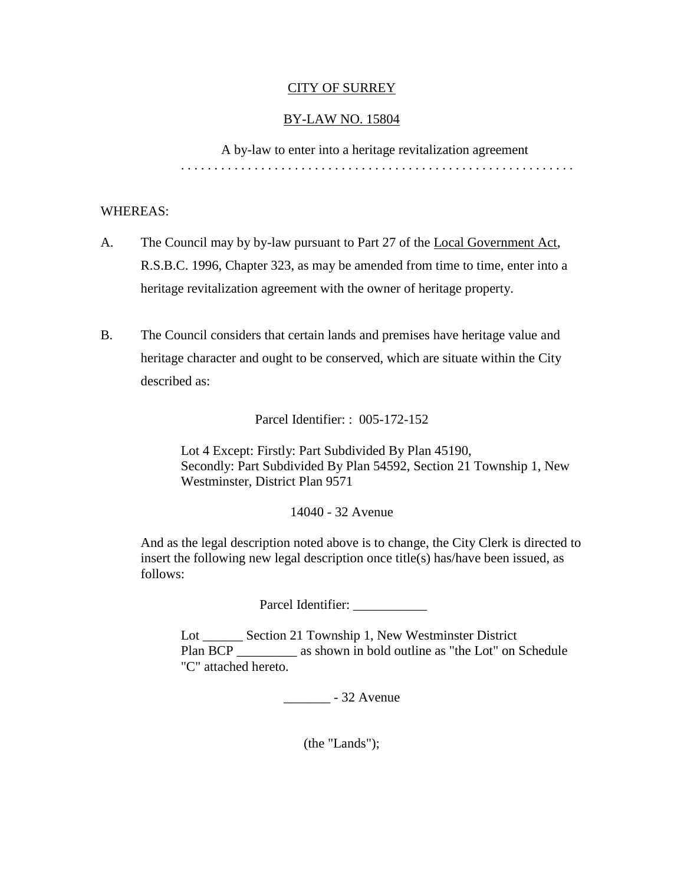CITY OF SURREY

BY-LAW NO. 15804

A by-law to enter into a heritage revitalization agreement

. . . . . . . . . . . . . . . . . . . . . . . . . . . . . . . . . . . . . . . . . . . . . . . . . . . . . . . . . .

WHEREAS:

A. The Council may by by-law pursuant to Part 27 of the Local Government Act, R.S.B.C. 1996, Chapter 323, as may be amended from time to time, enter into a heritage revitalization agreement with the owner of heritage property.

B. The Council considers that certain lands and premises have heritage value and heritage character and ought to be conserved, which are situate within the City described as:

Parcel Identifier: : 005-172-152

Lot 4 Except: Firstly: Part Subdivided By Plan 45190,
Secondly: Part Subdivided By Plan 54592, Section 21 Township 1, New Westminster, District Plan 9571

14040 - 32 Avenue

And as the legal description noted above is to change, the City Clerk is directed to insert the following new legal description once title(s) has/have been issued, as follows:

Parcel Identifier: ___________

Lot ______ Section 21 Township 1, New Westminster District
Plan BCP _________ as shown in bold outline as "the Lot" on Schedule "C" attached hereto.

_______ - 32 Avenue

(the "Lands");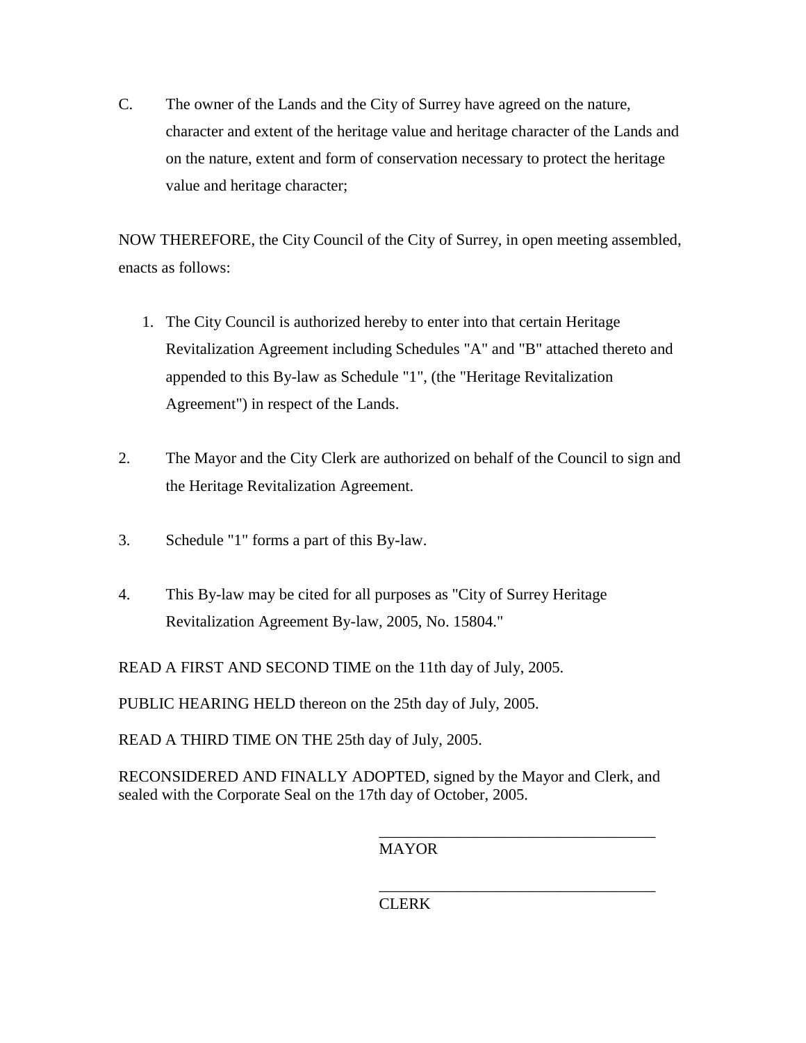C. The owner of the Lands and the City of Surrey have agreed on the nature, character and extent of the heritage value and heritage character of the Lands and on the nature, extent and form of conservation necessary to protect the heritage value and heritage character;

NOW THEREFORE, the City Council of the City of Surrey, in open meeting assembled, enacts as follows:

1. The City Council is authorized hereby to enter into that certain Heritage Revitalization Agreement including Schedules "A" and "B" attached thereto and appended to this By-law as Schedule "1", (the "Heritage Revitalization Agreement") in respect of the Lands.

2. The Mayor and the City Clerk are authorized on behalf of the Council to sign and the Heritage Revitalization Agreement.

3. Schedule "1" forms a part of this By-law.

4. This By-law may be cited for all purposes as "City of Surrey Heritage Revitalization Agreement By-law, 2005, No. 15804."

READ A FIRST AND SECOND TIME on the 11th day of July, 2005.

PUBLIC HEARING HELD thereon on the 25th day of July, 2005.

READ A THIRD TIME ON THE 25th day of July, 2005.

RECONSIDERED AND FINALLY ADOPTED, signed by the Mayor and Clerk, and sealed with the Corporate Seal on the 17th day of October, 2005.

\_\_\_\_\_\_\_\_\_\_\_\_\_\_\_\_\_\_\_\_\_\_\_\_\_\_\_\_\_\_\_\_\_\_\_\_
MAYOR

\_\_\_\_\_\_\_\_\_\_\_\_\_\_\_\_\_\_\_\_\_\_\_\_\_\_\_\_\_\_\_\_\_\_\_\_
CLERK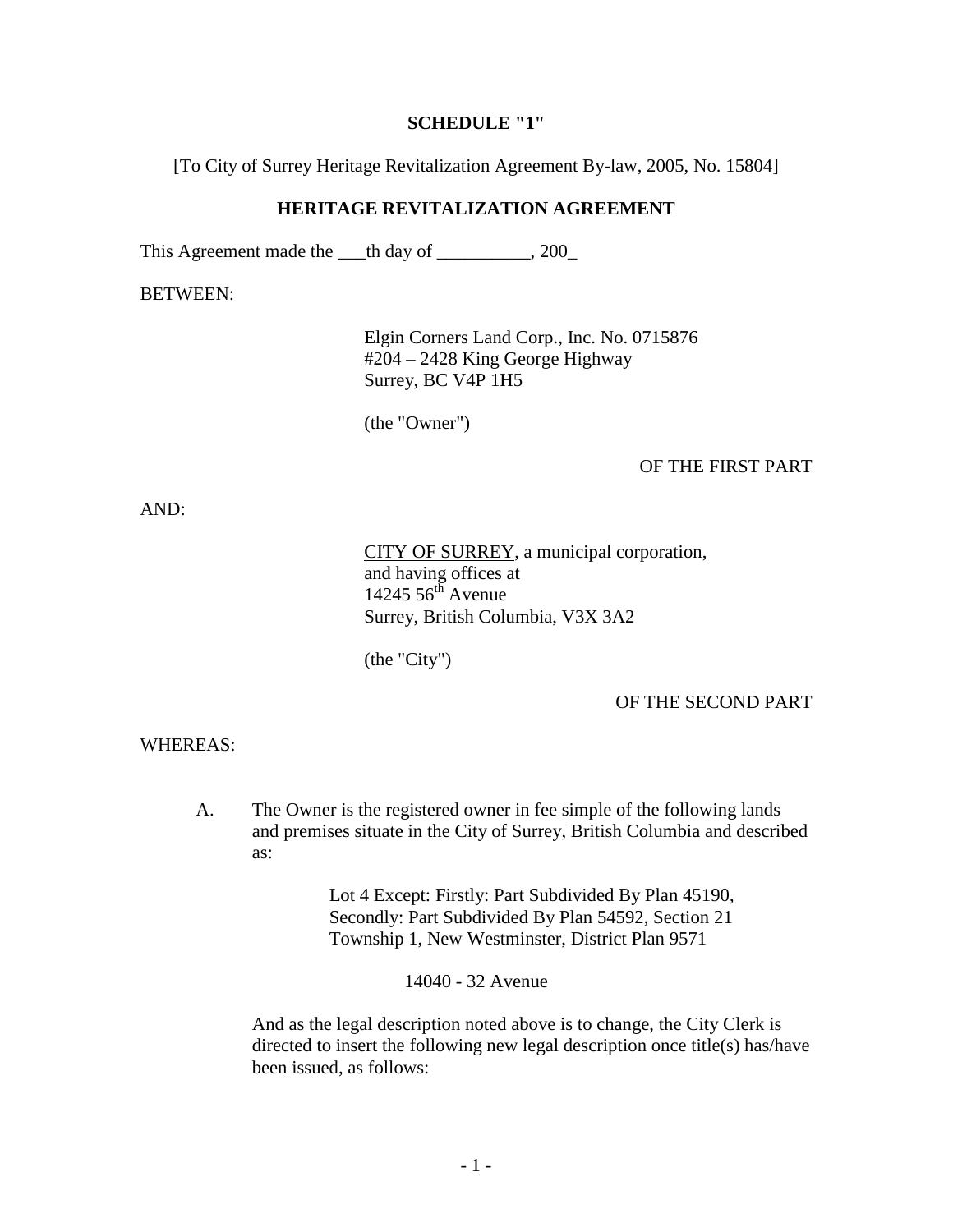**SCHEDULE "1"**

[To City of Surrey Heritage Revitalization Agreement By-law, 2005, No. 15804]

**HERITAGE REVITALIZATION AGREEMENT**

This Agreement made the ___th day of __________, 200_

BETWEEN:

Elgin Corners Land Corp., Inc. No. 0715876
#204 – 2428 King George Highway
Surrey, BC V4P 1H5

(the "Owner")

OF THE FIRST PART

AND:

CITY OF SURREY, a municipal corporation,
and having offices at
14245 56th Avenue
Surrey, British Columbia, V3X 3A2

(the "City")

OF THE SECOND PART

WHEREAS:

A. The Owner is the registered owner in fee simple of the following lands and premises situate in the City of Surrey, British Columbia and described as:

   Lot 4 Except: Firstly: Part Subdivided By Plan 45190,
   Secondly: Part Subdivided By Plan 54592, Section 21
   Township 1, New Westminster, District Plan 9571

   14040 - 32 Avenue

   And as the legal description noted above is to change, the City Clerk is directed to insert the following new legal description once title(s) has/have been issued, as follows: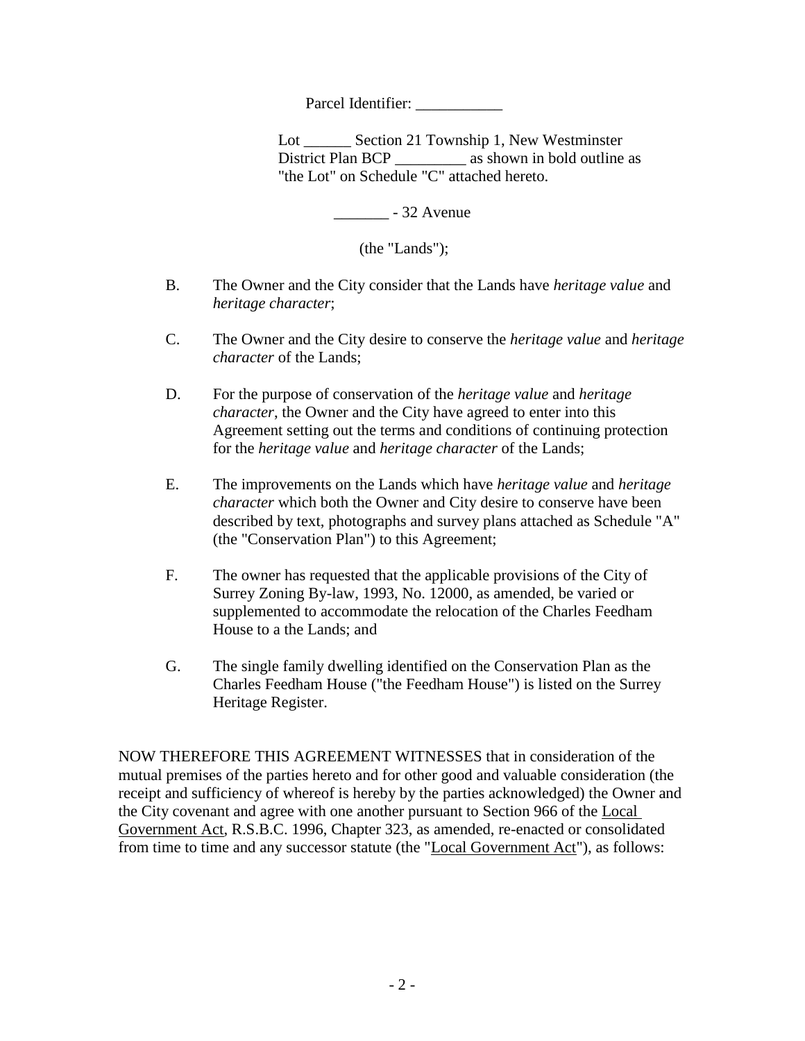Parcel Identifier: ___________

Lot ______ Section 21 Township 1, New Westminster District Plan BCP _________ as shown in bold outline as "the Lot" on Schedule "C" attached hereto.

_______ - 32 Avenue

(the "Lands");

B. The Owner and the City consider that the Lands have *heritage value* and *heritage character*;

C. The Owner and the City desire to conserve the *heritage value* and *heritage character* of the Lands;

D. For the purpose of conservation of the *heritage value* and *heritage character*, the Owner and the City have agreed to enter into this Agreement setting out the terms and conditions of continuing protection for the *heritage value* and *heritage character* of the Lands;

E. The improvements on the Lands which have *heritage value* and *heritage character* which both the Owner and City desire to conserve have been described by text, photographs and survey plans attached as Schedule "A" (the "Conservation Plan") to this Agreement;

F. The owner has requested that the applicable provisions of the City of Surrey Zoning By-law, 1993, No. 12000, as amended, be varied or supplemented to accommodate the relocation of the Charles Feedham House to a the Lands; and

G. The single family dwelling identified on the Conservation Plan as the Charles Feedham House ("the Feedham House") is listed on the Surrey Heritage Register.

NOW THEREFORE THIS AGREEMENT WITNESSES that in consideration of the mutual premises of the parties hereto and for other good and valuable consideration (the receipt and sufficiency of whereof is hereby by the parties acknowledged) the Owner and the City covenant and agree with one another pursuant to Section 966 of the Local Government Act, R.S.B.C. 1996, Chapter 323, as amended, re-enacted or consolidated from time to time and any successor statute (the "Local Government Act"), as follows: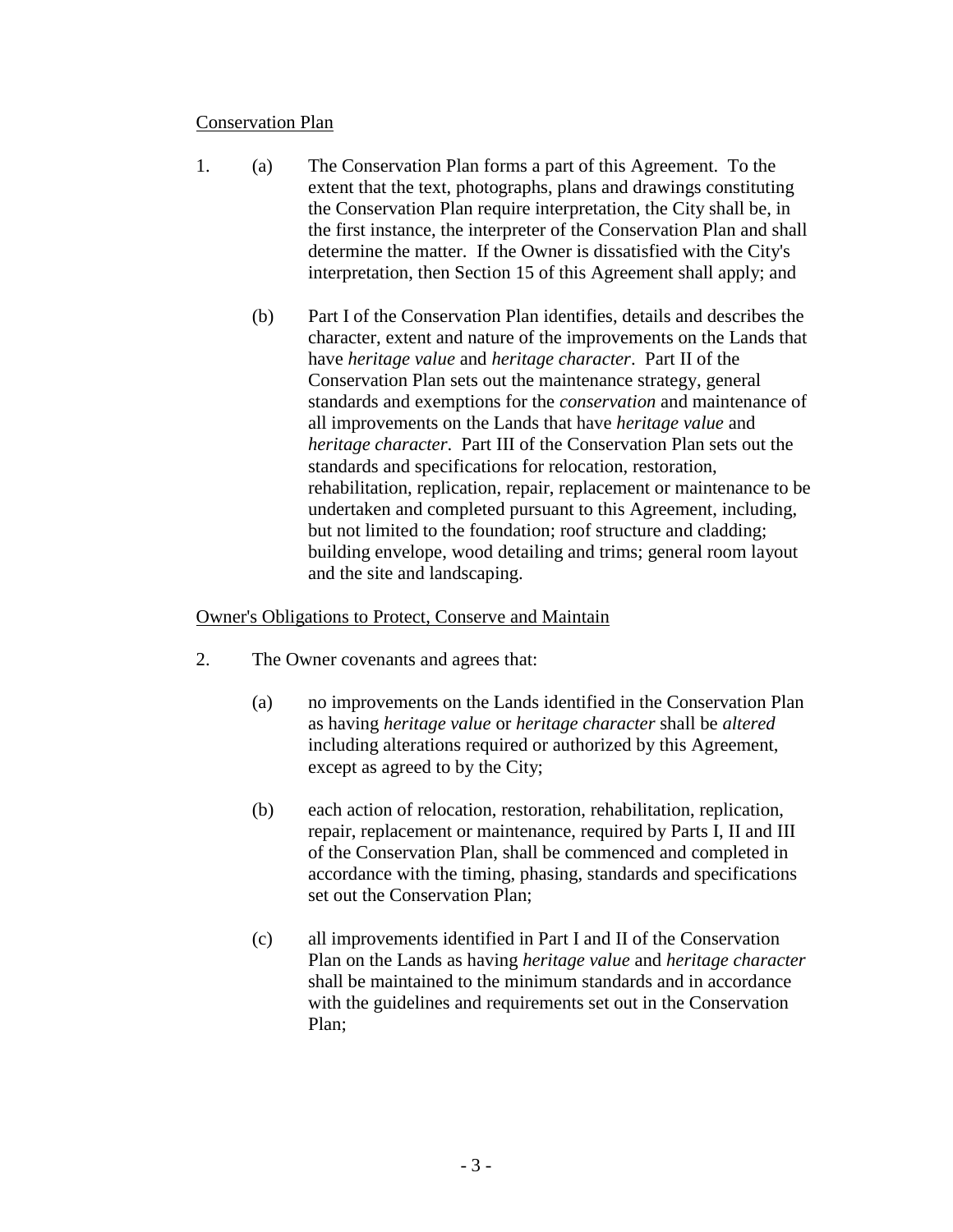<u>Conservation Plan</u>

1. (a) The Conservation Plan forms a part of this Agreement. To the extent that the text, photographs, plans and drawings constituting the Conservation Plan require interpretation, the City shall be, in the first instance, the interpreter of the Conservation Plan and shall determine the matter. If the Owner is dissatisfied with the City's interpretation, then Section 15 of this Agreement shall apply; and

   (b) Part I of the Conservation Plan identifies, details and describes the character, extent and nature of the improvements on the Lands that have *heritage value* and *heritage character*. Part II of the Conservation Plan sets out the maintenance strategy, general standards and exemptions for the *conservation* and maintenance of all improvements on the Lands that have *heritage value* and *heritage character*. Part III of the Conservation Plan sets out the standards and specifications for relocation, restoration, rehabilitation, replication, repair, replacement or maintenance to be undertaken and completed pursuant to this Agreement, including, but not limited to the foundation; roof structure and cladding; building envelope, wood detailing and trims; general room layout and the site and landscaping.

<u>Owner's Obligations to Protect, Conserve and Maintain</u>

2. The Owner covenants and agrees that:

   (a) no improvements on the Lands identified in the Conservation Plan as having *heritage value* or *heritage character* shall be *altered* including alterations required or authorized by this Agreement, except as agreed to by the City;

   (b) each action of relocation, restoration, rehabilitation, replication, repair, replacement or maintenance, required by Parts I, II and III of the Conservation Plan, shall be commenced and completed in accordance with the timing, phasing, standards and specifications set out the Conservation Plan;

   (c) all improvements identified in Part I and II of the Conservation Plan on the Lands as having *heritage value* and *heritage character* shall be maintained to the minimum standards and in accordance with the guidelines and requirements set out in the Conservation Plan;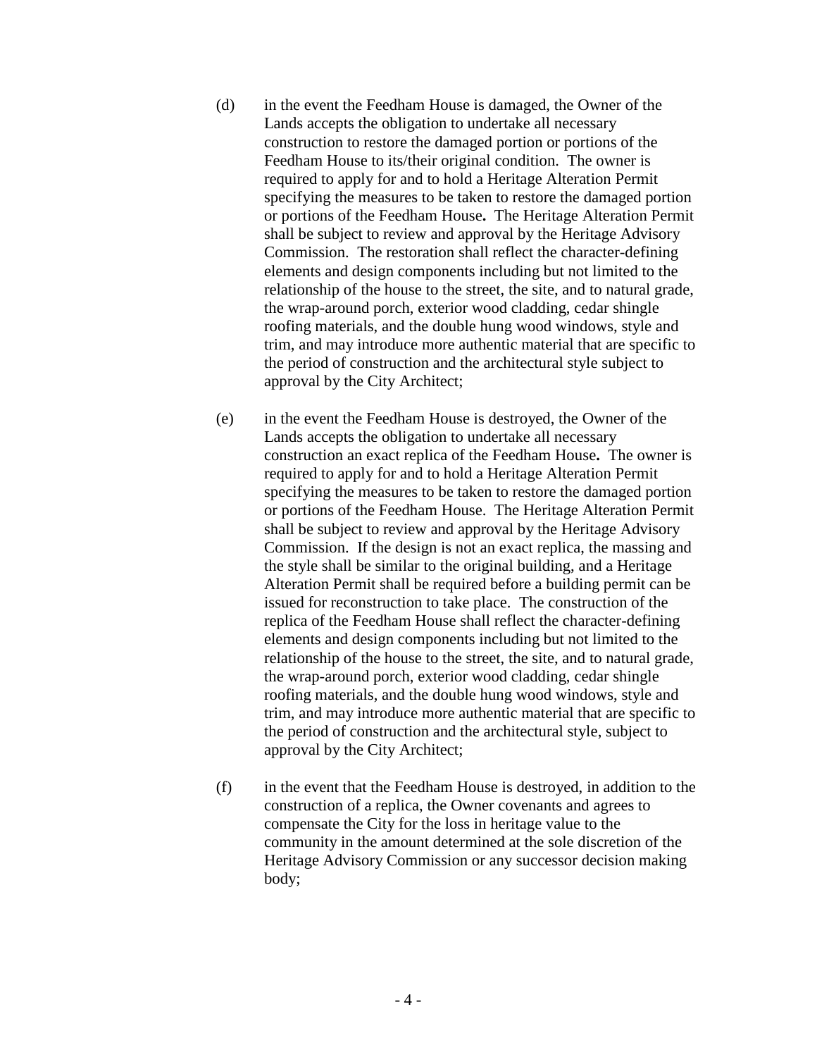(d) in the event the Feedham House is damaged, the Owner of the Lands accepts the obligation to undertake all necessary construction to restore the damaged portion or portions of the Feedham House to its/their original condition. The owner is required to apply for and to hold a Heritage Alteration Permit specifying the measures to be taken to restore the damaged portion or portions of the Feedham House**.** The Heritage Alteration Permit shall be subject to review and approval by the Heritage Advisory Commission. The restoration shall reflect the character-defining elements and design components including but not limited to the relationship of the house to the street, the site, and to natural grade, the wrap-around porch, exterior wood cladding, cedar shingle roofing materials, and the double hung wood windows, style and trim, and may introduce more authentic material that are specific to the period of construction and the architectural style subject to approval by the City Architect;

(e) in the event the Feedham House is destroyed, the Owner of the Lands accepts the obligation to undertake all necessary construction an exact replica of the Feedham House**.** The owner is required to apply for and to hold a Heritage Alteration Permit specifying the measures to be taken to restore the damaged portion or portions of the Feedham House. The Heritage Alteration Permit shall be subject to review and approval by the Heritage Advisory Commission. If the design is not an exact replica, the massing and the style shall be similar to the original building, and a Heritage Alteration Permit shall be required before a building permit can be issued for reconstruction to take place. The construction of the replica of the Feedham House shall reflect the character-defining elements and design components including but not limited to the relationship of the house to the street, the site, and to natural grade, the wrap-around porch, exterior wood cladding, cedar shingle roofing materials, and the double hung wood windows, style and trim, and may introduce more authentic material that are specific to the period of construction and the architectural style, subject to approval by the City Architect;

(f) in the event that the Feedham House is destroyed, in addition to the construction of a replica, the Owner covenants and agrees to compensate the City for the loss in heritage value to the community in the amount determined at the sole discretion of the Heritage Advisory Commission or any successor decision making body;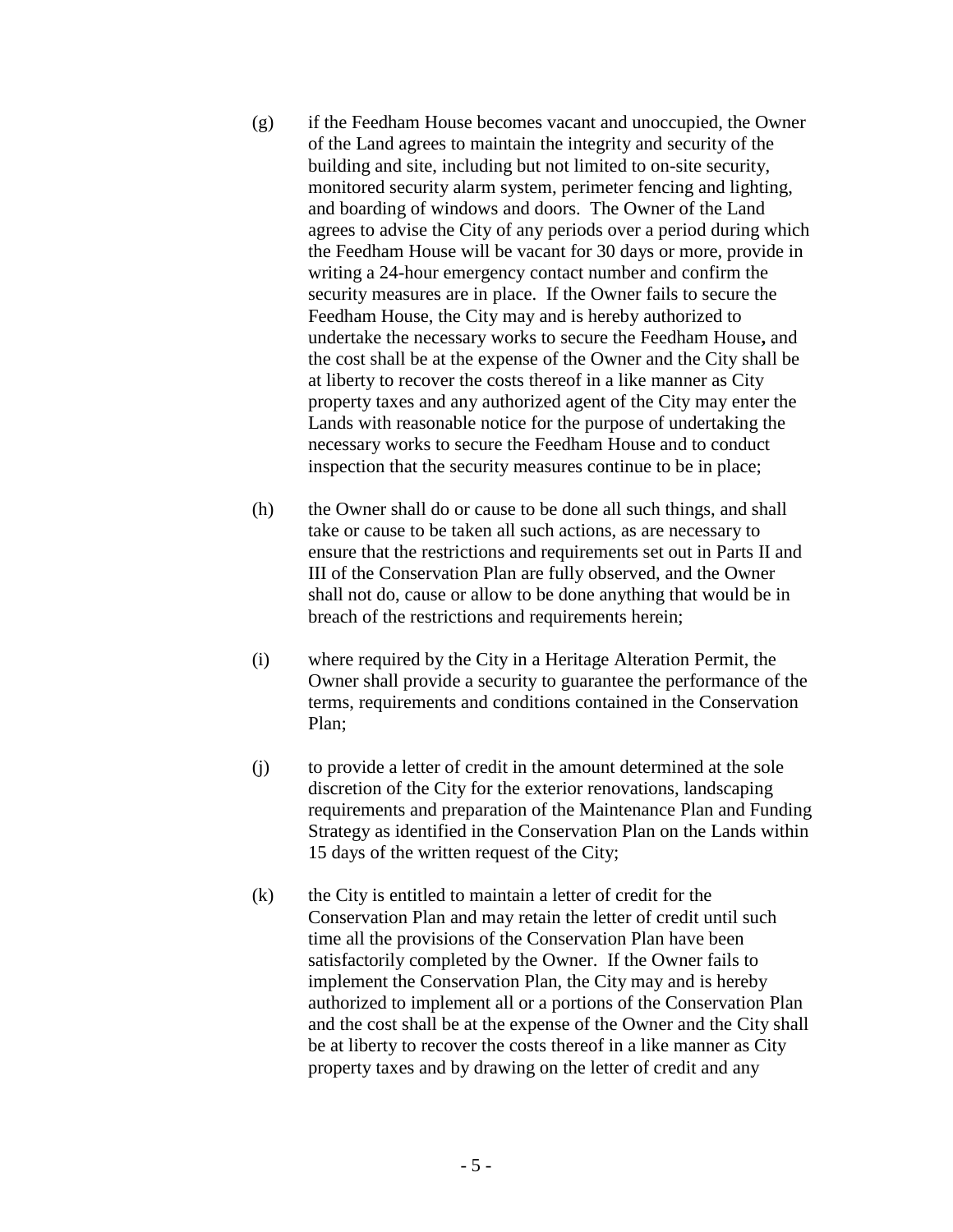(g) if the Feedham House becomes vacant and unoccupied, the Owner of the Land agrees to maintain the integrity and security of the building and site, including but not limited to on-site security, monitored security alarm system, perimeter fencing and lighting, and boarding of windows and doors. The Owner of the Land agrees to advise the City of any periods over a period during which the Feedham House will be vacant for 30 days or more, provide in writing a 24-hour emergency contact number and confirm the security measures are in place. If the Owner fails to secure the Feedham House, the City may and is hereby authorized to undertake the necessary works to secure the Feedham House**,** and the cost shall be at the expense of the Owner and the City shall be at liberty to recover the costs thereof in a like manner as City property taxes and any authorized agent of the City may enter the Lands with reasonable notice for the purpose of undertaking the necessary works to secure the Feedham House and to conduct inspection that the security measures continue to be in place;

(h) the Owner shall do or cause to be done all such things, and shall take or cause to be taken all such actions, as are necessary to ensure that the restrictions and requirements set out in Parts II and III of the Conservation Plan are fully observed, and the Owner shall not do, cause or allow to be done anything that would be in breach of the restrictions and requirements herein;

(i) where required by the City in a Heritage Alteration Permit, the Owner shall provide a security to guarantee the performance of the terms, requirements and conditions contained in the Conservation Plan;

(j) to provide a letter of credit in the amount determined at the sole discretion of the City for the exterior renovations, landscaping requirements and preparation of the Maintenance Plan and Funding Strategy as identified in the Conservation Plan on the Lands within 15 days of the written request of the City;

(k) the City is entitled to maintain a letter of credit for the Conservation Plan and may retain the letter of credit until such time all the provisions of the Conservation Plan have been satisfactorily completed by the Owner. If the Owner fails to implement the Conservation Plan, the City may and is hereby authorized to implement all or a portions of the Conservation Plan and the cost shall be at the expense of the Owner and the City shall be at liberty to recover the costs thereof in a like manner as City property taxes and by drawing on the letter of credit and any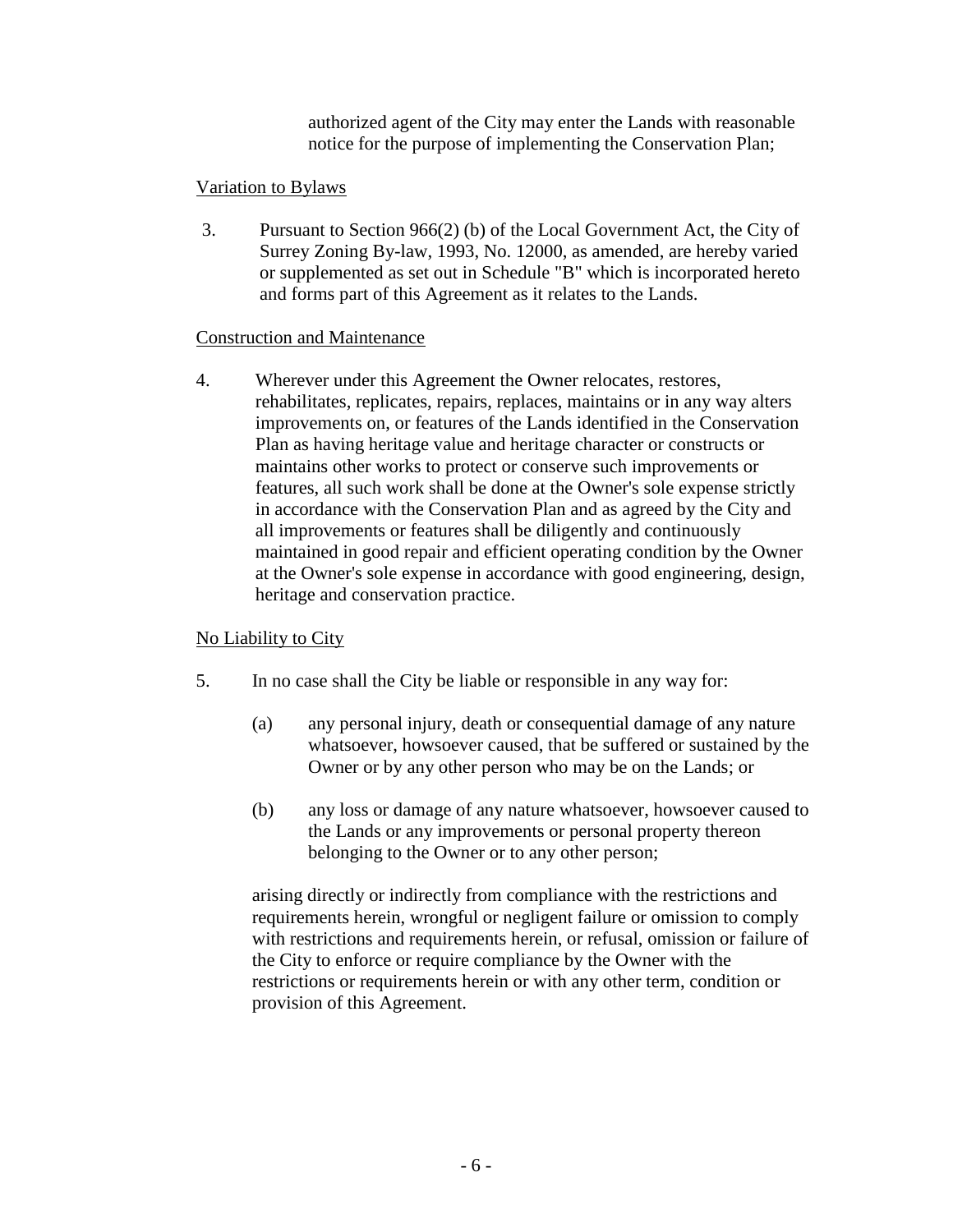authorized agent of the City may enter the Lands with reasonable notice for the purpose of implementing the Conservation Plan;

Variation to Bylaws

3. Pursuant to Section 966(2) (b) of the Local Government Act, the City of Surrey Zoning By-law, 1993, No. 12000, as amended, are hereby varied or supplemented as set out in Schedule "B" which is incorporated hereto and forms part of this Agreement as it relates to the Lands.

Construction and Maintenance

4. Wherever under this Agreement the Owner relocates, restores, rehabilitates, replicates, repairs, replaces, maintains or in any way alters improvements on, or features of the Lands identified in the Conservation Plan as having heritage value and heritage character or constructs or maintains other works to protect or conserve such improvements or features, all such work shall be done at the Owner's sole expense strictly in accordance with the Conservation Plan and as agreed by the City and all improvements or features shall be diligently and continuously maintained in good repair and efficient operating condition by the Owner at the Owner's sole expense in accordance with good engineering, design, heritage and conservation practice.

No Liability to City

5. In no case shall the City be liable or responsible in any way for:

   (a) any personal injury, death or consequential damage of any nature whatsoever, howsoever caused, that be suffered or sustained by the Owner or by any other person who may be on the Lands; or

   (b) any loss or damage of any nature whatsoever, howsoever caused to the Lands or any improvements or personal property thereon belonging to the Owner or to any other person;

   arising directly or indirectly from compliance with the restrictions and requirements herein, wrongful or negligent failure or omission to comply with restrictions and requirements herein, or refusal, omission or failure of the City to enforce or require compliance by the Owner with the restrictions or requirements herein or with any other term, condition or provision of this Agreement.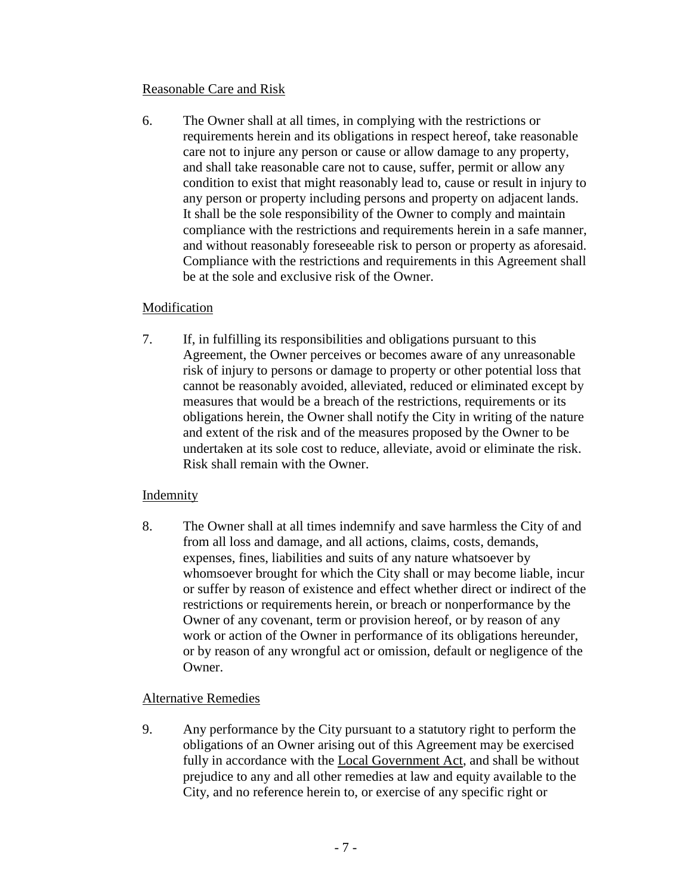Reasonable Care and Risk

6. The Owner shall at all times, in complying with the restrictions or requirements herein and its obligations in respect hereof, take reasonable care not to injure any person or cause or allow damage to any property, and shall take reasonable care not to cause, suffer, permit or allow any condition to exist that might reasonably lead to, cause or result in injury to any person or property including persons and property on adjacent lands. It shall be the sole responsibility of the Owner to comply and maintain compliance with the restrictions and requirements herein in a safe manner, and without reasonably foreseeable risk to person or property as aforesaid. Compliance with the restrictions and requirements in this Agreement shall be at the sole and exclusive risk of the Owner.

Modification

7. If, in fulfilling its responsibilities and obligations pursuant to this Agreement, the Owner perceives or becomes aware of any unreasonable risk of injury to persons or damage to property or other potential loss that cannot be reasonably avoided, alleviated, reduced or eliminated except by measures that would be a breach of the restrictions, requirements or its obligations herein, the Owner shall notify the City in writing of the nature and extent of the risk and of the measures proposed by the Owner to be undertaken at its sole cost to reduce, alleviate, avoid or eliminate the risk. Risk shall remain with the Owner.

Indemnity

8. The Owner shall at all times indemnify and save harmless the City of and from all loss and damage, and all actions, claims, costs, demands, expenses, fines, liabilities and suits of any nature whatsoever by whomsoever brought for which the City shall or may become liable, incur or suffer by reason of existence and effect whether direct or indirect of the restrictions or requirements herein, or breach or nonperformance by the Owner of any covenant, term or provision hereof, or by reason of any work or action of the Owner in performance of its obligations hereunder, or by reason of any wrongful act or omission, default or negligence of the Owner.

Alternative Remedies

9. Any performance by the City pursuant to a statutory right to perform the obligations of an Owner arising out of this Agreement may be exercised fully in accordance with the Local Government Act, and shall be without prejudice to any and all other remedies at law and equity available to the City, and no reference herein to, or exercise of any specific right or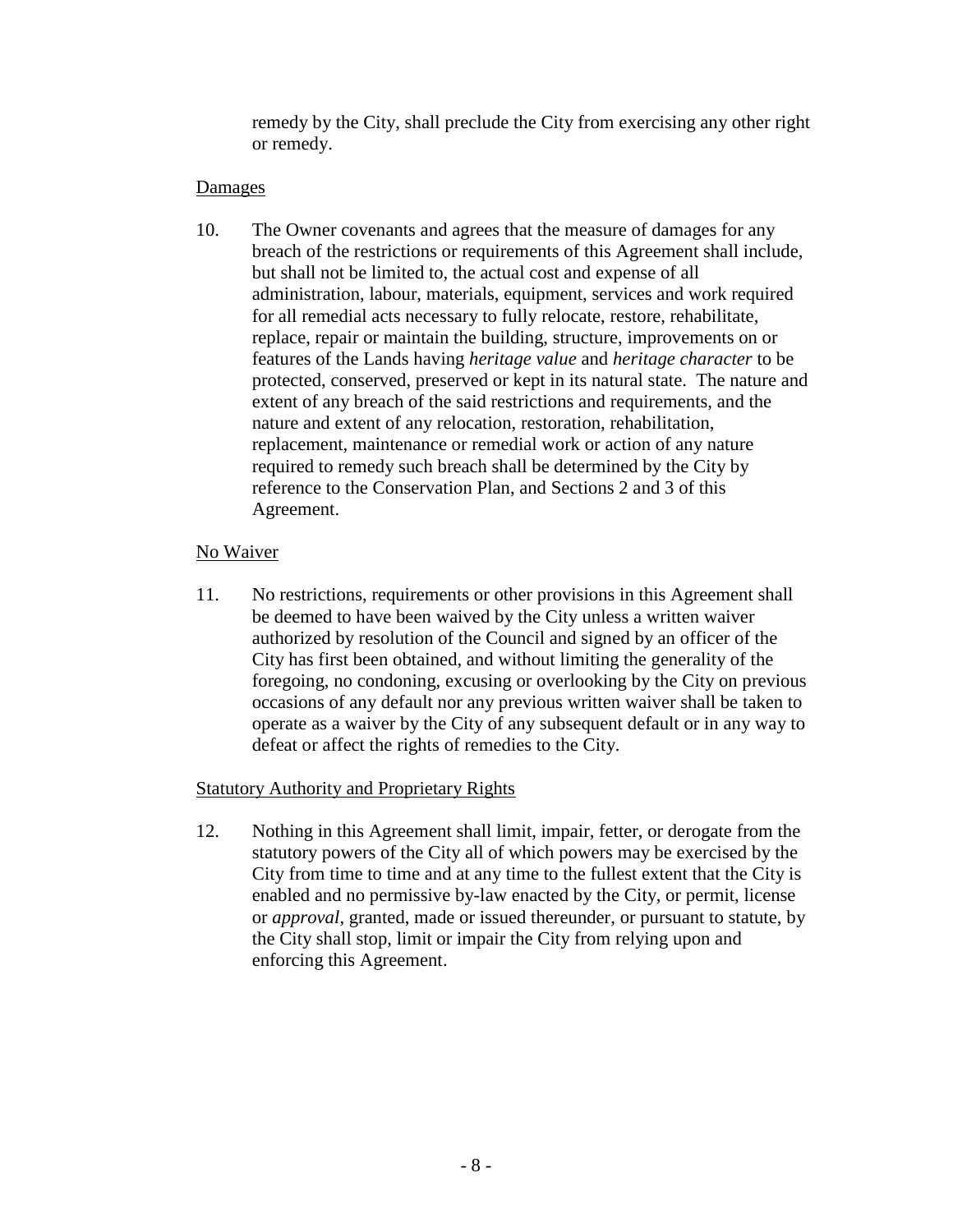remedy by the City, shall preclude the City from exercising any other right or remedy.

Damages

10. The Owner covenants and agrees that the measure of damages for any breach of the restrictions or requirements of this Agreement shall include, but shall not be limited to, the actual cost and expense of all administration, labour, materials, equipment, services and work required for all remedial acts necessary to fully relocate, restore, rehabilitate, replace, repair or maintain the building, structure, improvements on or features of the Lands having *heritage value* and *heritage character* to be protected, conserved, preserved or kept in its natural state. The nature and extent of any breach of the said restrictions and requirements, and the nature and extent of any relocation, restoration, rehabilitation, replacement, maintenance or remedial work or action of any nature required to remedy such breach shall be determined by the City by reference to the Conservation Plan, and Sections 2 and 3 of this Agreement.

No Waiver

11. No restrictions, requirements or other provisions in this Agreement shall be deemed to have been waived by the City unless a written waiver authorized by resolution of the Council and signed by an officer of the City has first been obtained, and without limiting the generality of the foregoing, no condoning, excusing or overlooking by the City on previous occasions of any default nor any previous written waiver shall be taken to operate as a waiver by the City of any subsequent default or in any way to defeat or affect the rights of remedies to the City.

Statutory Authority and Proprietary Rights

12. Nothing in this Agreement shall limit, impair, fetter, or derogate from the statutory powers of the City all of which powers may be exercised by the City from time to time and at any time to the fullest extent that the City is enabled and no permissive by-law enacted by the City, or permit, license or *approval*, granted, made or issued thereunder, or pursuant to statute, by the City shall stop, limit or impair the City from relying upon and enforcing this Agreement.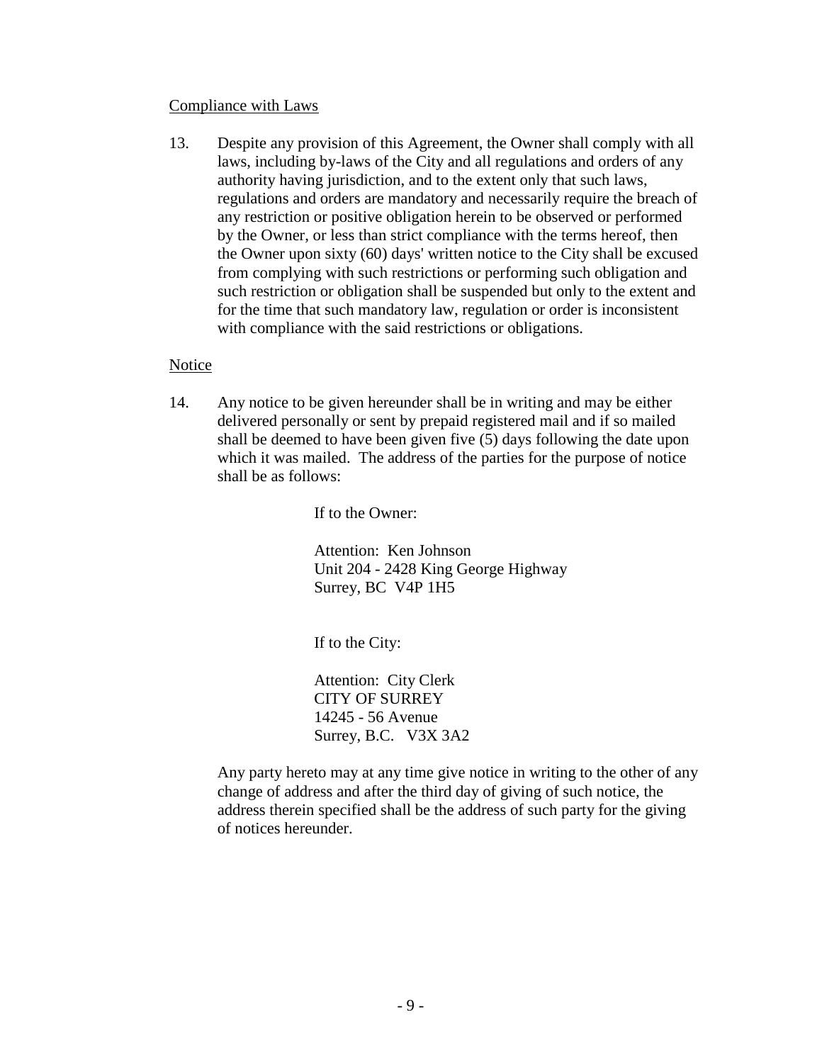Compliance with Laws

13. Despite any provision of this Agreement, the Owner shall comply with all laws, including by-laws of the City and all regulations and orders of any authority having jurisdiction, and to the extent only that such laws, regulations and orders are mandatory and necessarily require the breach of any restriction or positive obligation herein to be observed or performed by the Owner, or less than strict compliance with the terms hereof, then the Owner upon sixty (60) days' written notice to the City shall be excused from complying with such restrictions or performing such obligation and such restriction or obligation shall be suspended but only to the extent and for the time that such mandatory law, regulation or order is inconsistent with compliance with the said restrictions or obligations.

Notice

14. Any notice to be given hereunder shall be in writing and may be either delivered personally or sent by prepaid registered mail and if so mailed shall be deemed to have been given five (5) days following the date upon which it was mailed. The address of the parties for the purpose of notice shall be as follows:

If to the Owner:

Attention: Ken Johnson
Unit 204 - 2428 King George Highway
Surrey, BC V4P 1H5

If to the City:

Attention: City Clerk
CITY OF SURREY
14245 - 56 Avenue
Surrey, B.C. V3X 3A2

Any party hereto may at any time give notice in writing to the other of any change of address and after the third day of giving of such notice, the address therein specified shall be the address of such party for the giving of notices hereunder.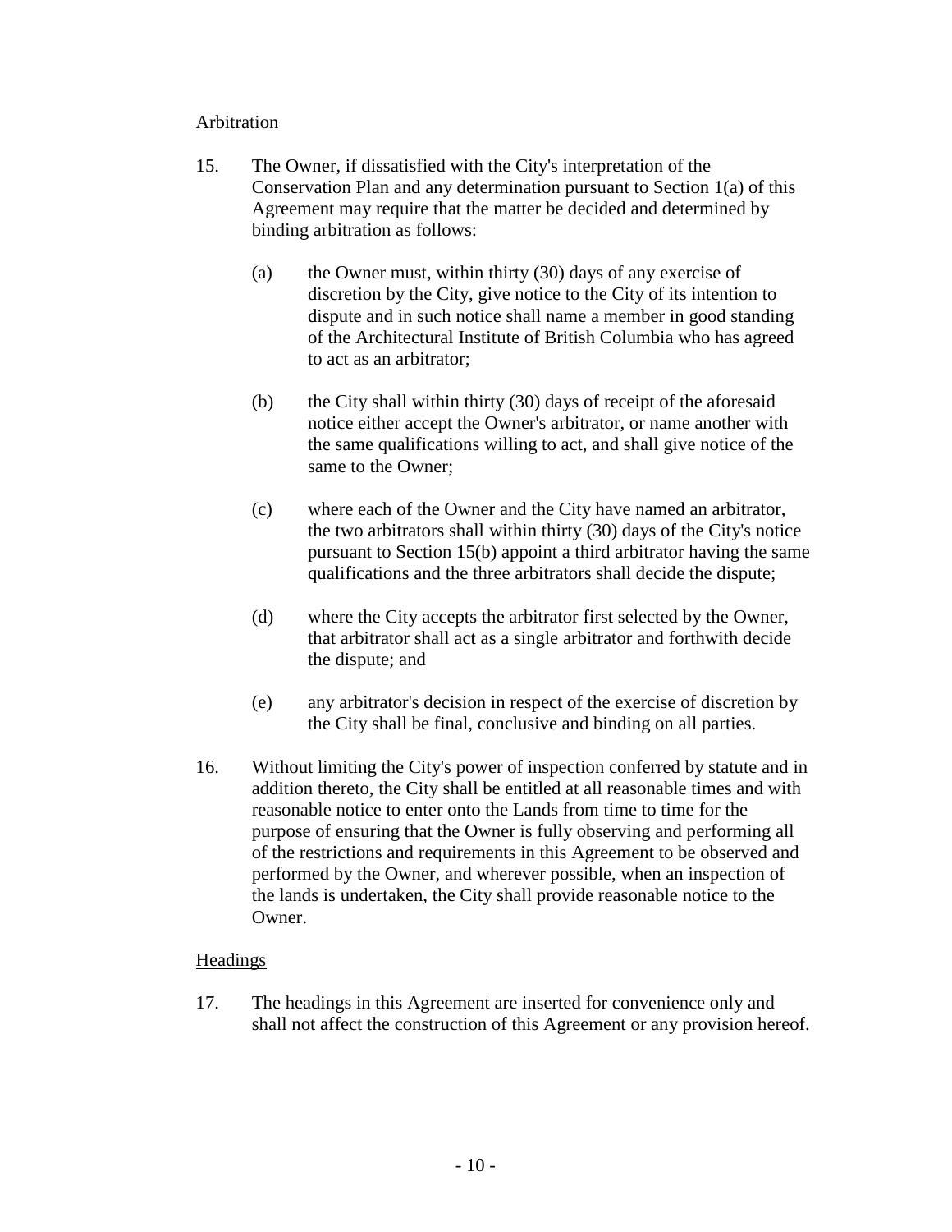Arbitration

15. The Owner, if dissatisfied with the City's interpretation of the Conservation Plan and any determination pursuant to Section 1(a) of this Agreement may require that the matter be decided and determined by binding arbitration as follows:

    (a) the Owner must, within thirty (30) days of any exercise of discretion by the City, give notice to the City of its intention to dispute and in such notice shall name a member in good standing of the Architectural Institute of British Columbia who has agreed to act as an arbitrator;

    (b) the City shall within thirty (30) days of receipt of the aforesaid notice either accept the Owner's arbitrator, or name another with the same qualifications willing to act, and shall give notice of the same to the Owner;

    (c) where each of the Owner and the City have named an arbitrator, the two arbitrators shall within thirty (30) days of the City's notice pursuant to Section 15(b) appoint a third arbitrator having the same qualifications and the three arbitrators shall decide the dispute;

    (d) where the City accepts the arbitrator first selected by the Owner, that arbitrator shall act as a single arbitrator and forthwith decide the dispute; and

    (e) any arbitrator's decision in respect of the exercise of discretion by the City shall be final, conclusive and binding on all parties.

16. Without limiting the City's power of inspection conferred by statute and in addition thereto, the City shall be entitled at all reasonable times and with reasonable notice to enter onto the Lands from time to time for the purpose of ensuring that the Owner is fully observing and performing all of the restrictions and requirements in this Agreement to be observed and performed by the Owner, and wherever possible, when an inspection of the lands is undertaken, the City shall provide reasonable notice to the Owner.

Headings

17. The headings in this Agreement are inserted for convenience only and shall not affect the construction of this Agreement or any provision hereof.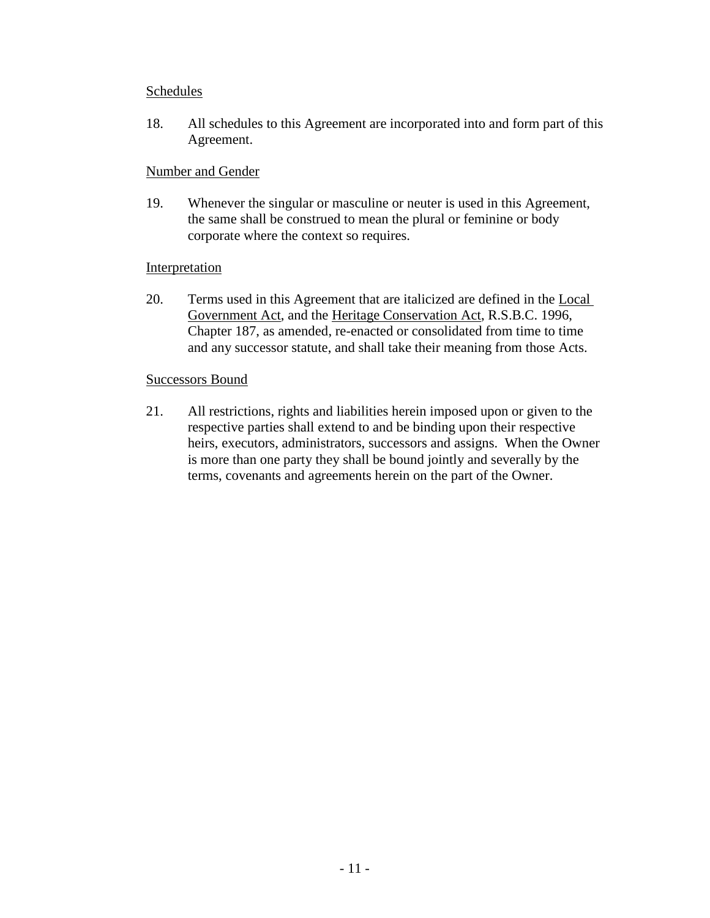Schedules

18. All schedules to this Agreement are incorporated into and form part of this Agreement.

Number and Gender

19. Whenever the singular or masculine or neuter is used in this Agreement, the same shall be construed to mean the plural or feminine or body corporate where the context so requires.

Interpretation

20. Terms used in this Agreement that are italicized are defined in the Local Government Act, and the Heritage Conservation Act, R.S.B.C. 1996, Chapter 187, as amended, re-enacted or consolidated from time to time and any successor statute, and shall take their meaning from those Acts.

Successors Bound

21. All restrictions, rights and liabilities herein imposed upon or given to the respective parties shall extend to and be binding upon their respective heirs, executors, administrators, successors and assigns. When the Owner is more than one party they shall be bound jointly and severally by the terms, covenants and agreements herein on the part of the Owner.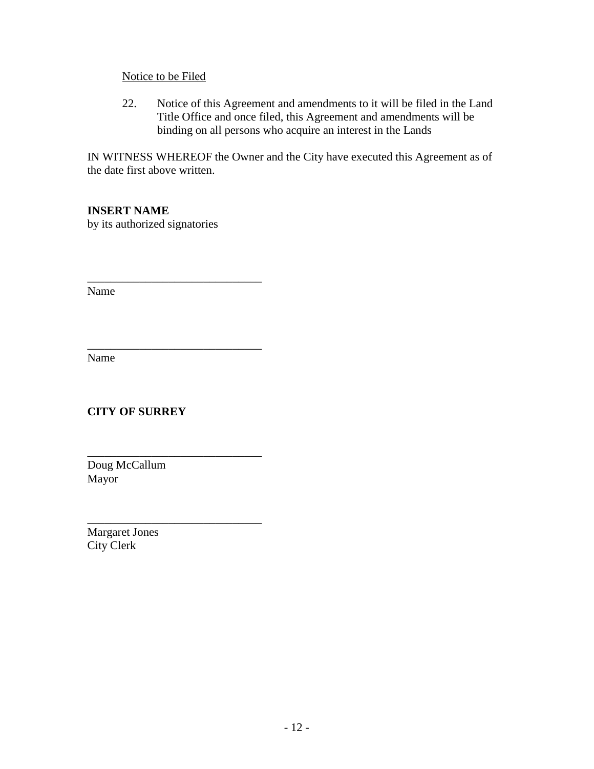<u>Notice to be Filed</u>

22. Notice of this Agreement and amendments to it will be filed in the Land Title Office and once filed, this Agreement and amendments will be binding on all persons who acquire an interest in the Lands

IN WITNESS WHEREOF the Owner and the City have executed this Agreement as of the date first above written.

**INSERT NAME**
by its authorized signatories

______________________________
Name

______________________________
Name

**CITY OF SURREY**

______________________________
Doug McCallum
Mayor

______________________________
Margaret Jones
City Clerk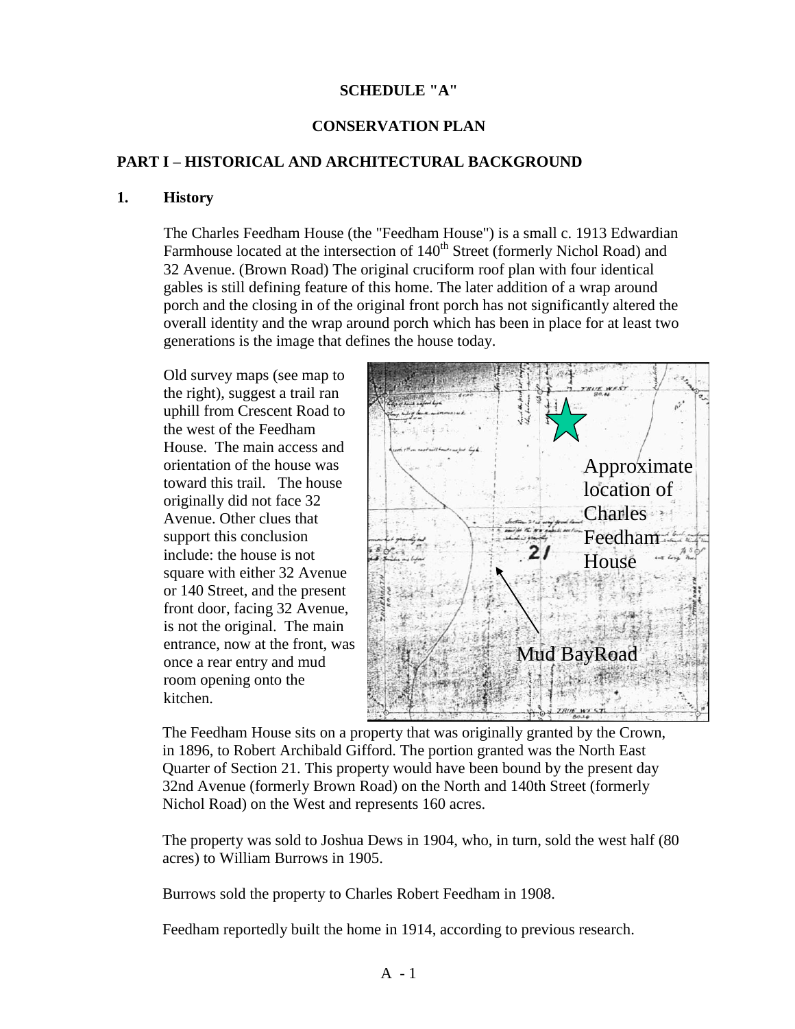**SCHEDULE "A"**

**CONSERVATION PLAN**

## PART I – HISTORICAL AND ARCHITECTURAL BACKGROUND

### 1. History

The Charles Feedham House (the "Feedham House") is a small c. 1913 Edwardian Farmhouse located at the intersection of 140th Street (formerly Nichol Road) and 32 Avenue. (Brown Road) The original cruciform roof plan with four identical gables is still defining feature of this home. The later addition of a wrap around porch and the closing in of the original front porch has not significantly altered the overall identity and the wrap around porch which has been in place for at least two generations is the image that defines the house today.

Old survey maps (see map to the right), suggest a trail ran uphill from Crescent Road to the west of the Feedham House. The main access and orientation of the house was toward this trail. The house originally did not face 32 Avenue. Other clues that support this conclusion include: the house is not square with either 32 Avenue or 140 Street, and the present front door, facing 32 Avenue, is not the original. The main entrance, now at the front, was once a rear entry and mud room opening onto the kitchen.

Approximate location of Charles Feedham House

Mud BayRoad

The Feedham House sits on a property that was originally granted by the Crown, in 1896, to Robert Archibald Gifford. The portion granted was the North East Quarter of Section 21. This property would have been bound by the present day 32nd Avenue (formerly Brown Road) on the North and 140th Street (formerly Nichol Road) on the West and represents 160 acres.

The property was sold to Joshua Dews in 1904, who, in turn, sold the west half (80 acres) to William Burrows in 1905.

Burrows sold the property to Charles Robert Feedham in 1908.

Feedham reportedly built the home in 1914, according to previous research.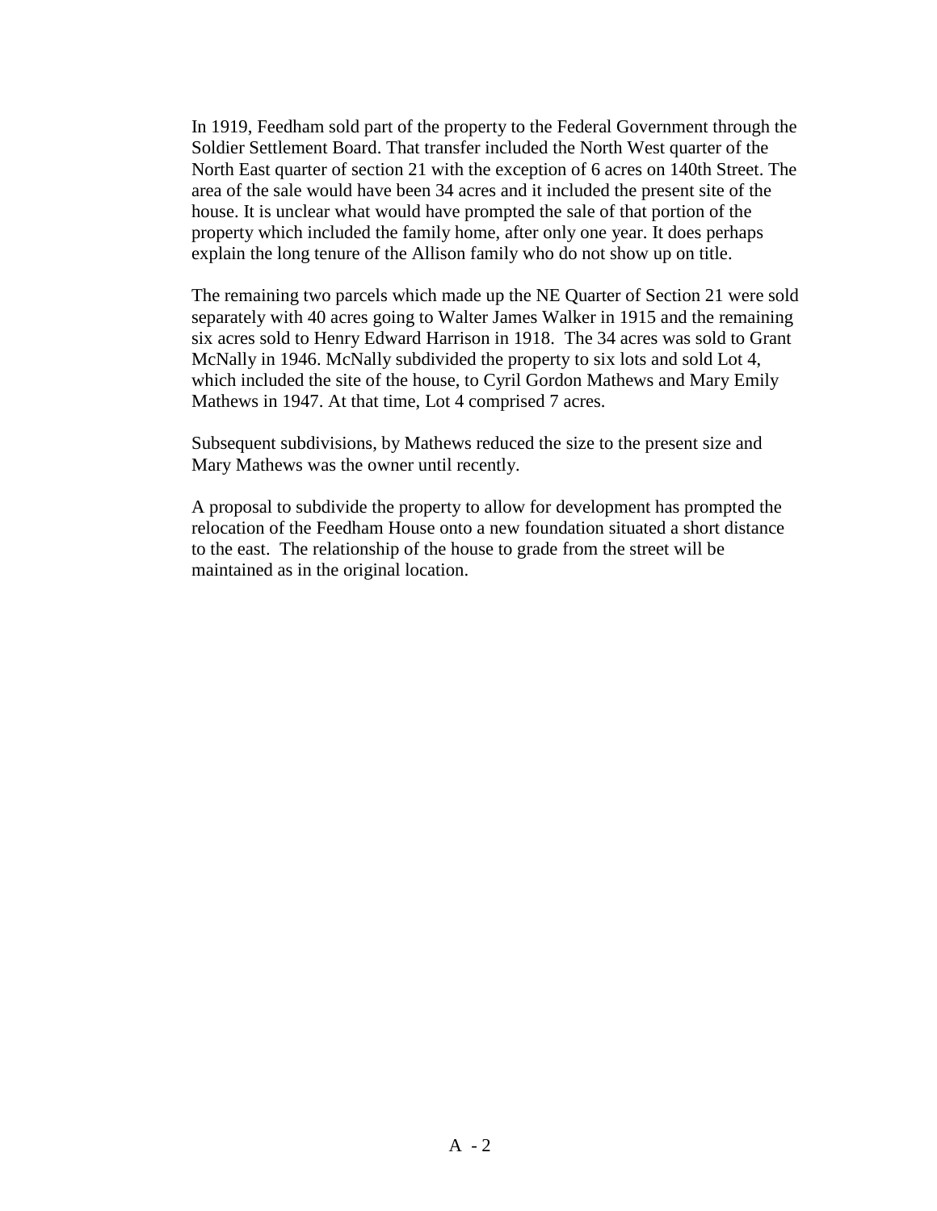In 1919, Feedham sold part of the property to the Federal Government through the Soldier Settlement Board. That transfer included the North West quarter of the North East quarter of section 21 with the exception of 6 acres on 140th Street. The area of the sale would have been 34 acres and it included the present site of the house. It is unclear what would have prompted the sale of that portion of the property which included the family home, after only one year. It does perhaps explain the long tenure of the Allison family who do not show up on title.

The remaining two parcels which made up the NE Quarter of Section 21 were sold separately with 40 acres going to Walter James Walker in 1915 and the remaining six acres sold to Henry Edward Harrison in 1918. The 34 acres was sold to Grant McNally in 1946. McNally subdivided the property to six lots and sold Lot 4, which included the site of the house, to Cyril Gordon Mathews and Mary Emily Mathews in 1947. At that time, Lot 4 comprised 7 acres.

Subsequent subdivisions, by Mathews reduced the size to the present size and Mary Mathews was the owner until recently.

A proposal to subdivide the property to allow for development has prompted the relocation of the Feedham House onto a new foundation situated a short distance to the east. The relationship of the house to grade from the street will be maintained as in the original location.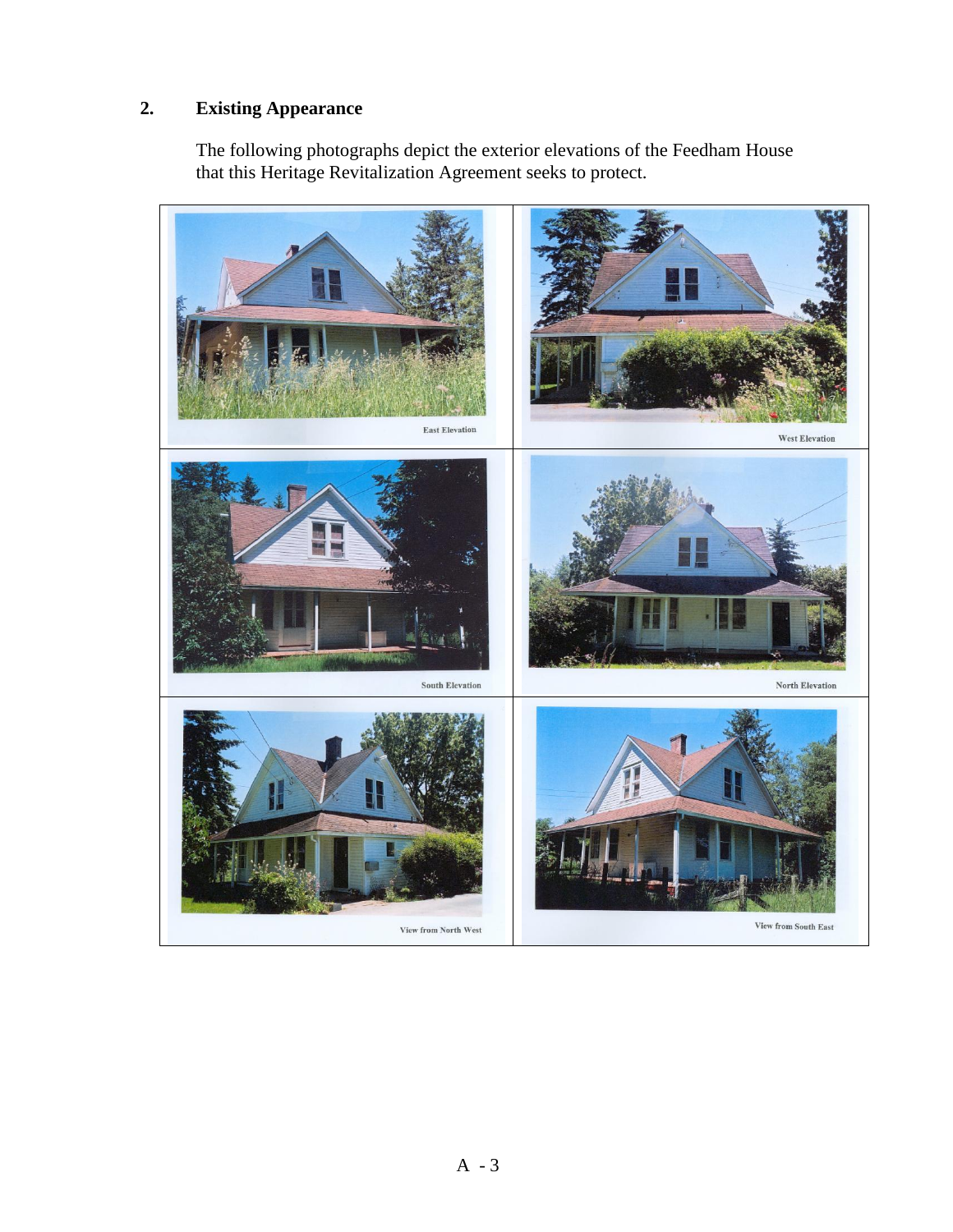## 2. Existing Appearance

The following photographs depict the exterior elevations of the Feedham House that this Heritage Revitalization Agreement seeks to protect.

| | |
|---|---|
| East Elevation | West Elevation |
| South Elevation | North Elevation |
| View from North West | View from South East |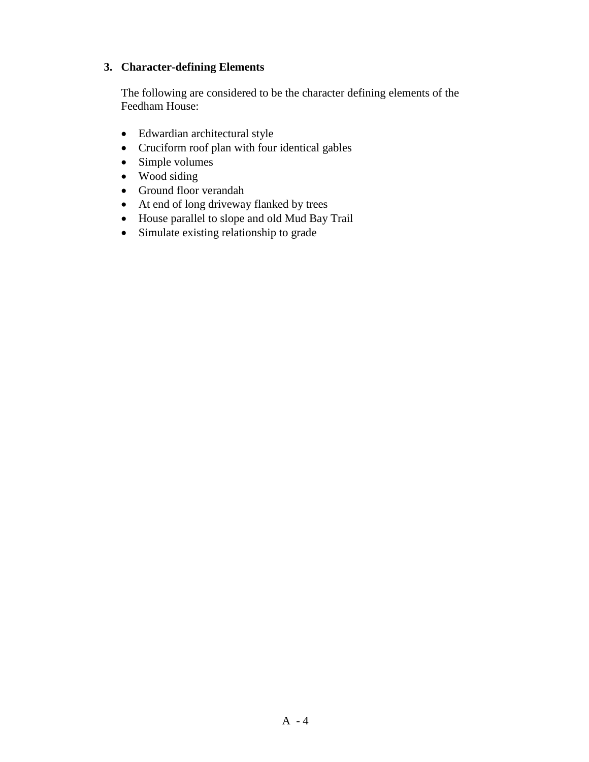### 3. Character-defining Elements

The following are considered to be the character defining elements of the Feedham House:

- Edwardian architectural style
- Cruciform roof plan with four identical gables
- Simple volumes
- Wood siding
- Ground floor verandah
- At end of long driveway flanked by trees
- House parallel to slope and old Mud Bay Trail
- Simulate existing relationship to grade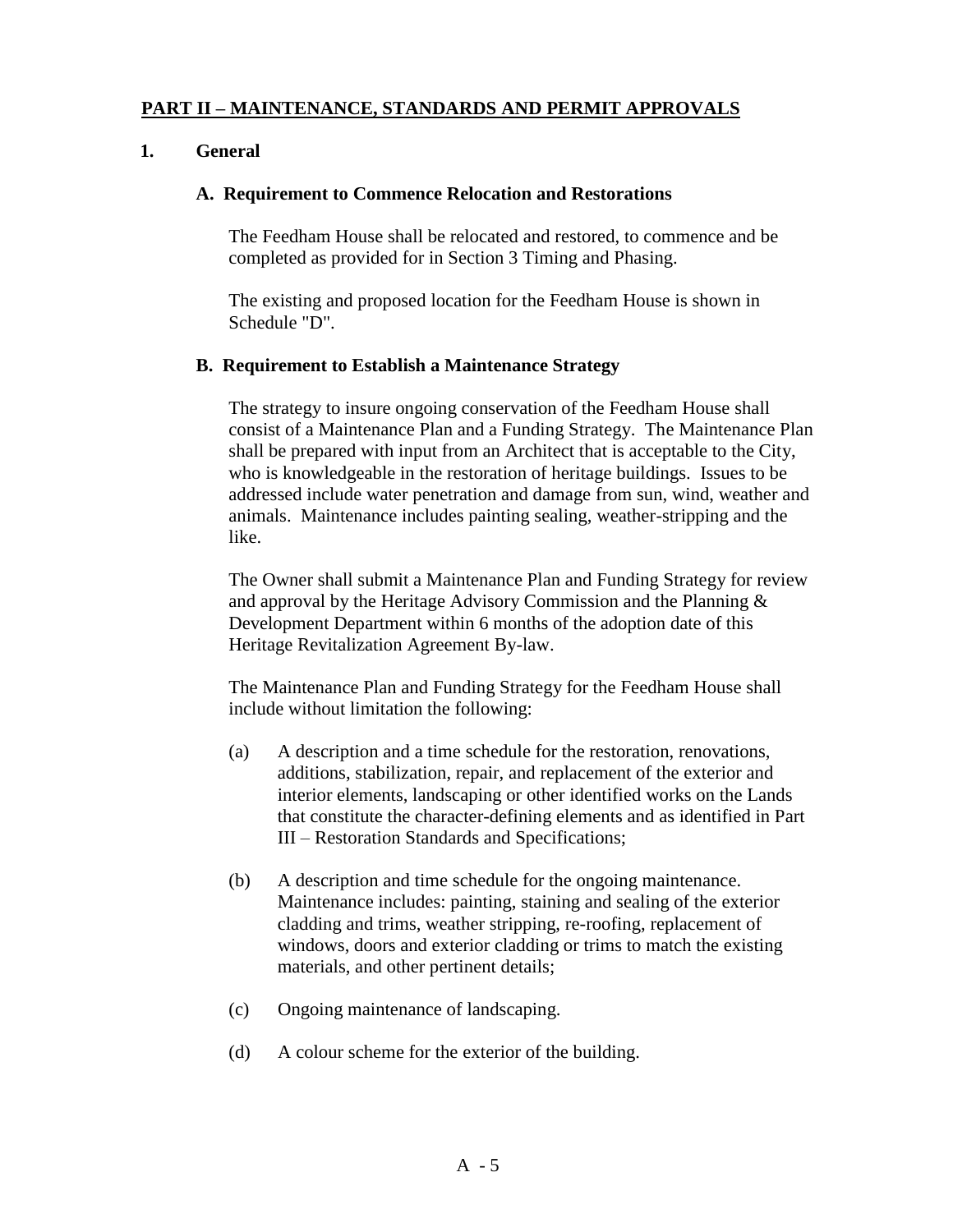## PART II – MAINTENANCE, STANDARDS AND PERMIT APPROVALS

### 1. General

#### A. Requirement to Commence Relocation and Restorations

The Feedham House shall be relocated and restored, to commence and be completed as provided for in Section 3 Timing and Phasing.

The existing and proposed location for the Feedham House is shown in Schedule "D".

#### B. Requirement to Establish a Maintenance Strategy

The strategy to insure ongoing conservation of the Feedham House shall consist of a Maintenance Plan and a Funding Strategy. The Maintenance Plan shall be prepared with input from an Architect that is acceptable to the City, who is knowledgeable in the restoration of heritage buildings. Issues to be addressed include water penetration and damage from sun, wind, weather and animals. Maintenance includes painting sealing, weather-stripping and the like.

The Owner shall submit a Maintenance Plan and Funding Strategy for review and approval by the Heritage Advisory Commission and the Planning & Development Department within 6 months of the adoption date of this Heritage Revitalization Agreement By-law.

The Maintenance Plan and Funding Strategy for the Feedham House shall include without limitation the following:

(a) A description and a time schedule for the restoration, renovations, additions, stabilization, repair, and replacement of the exterior and interior elements, landscaping or other identified works on the Lands that constitute the character-defining elements and as identified in Part III – Restoration Standards and Specifications;

(b) A description and time schedule for the ongoing maintenance. Maintenance includes: painting, staining and sealing of the exterior cladding and trims, weather stripping, re-roofing, replacement of windows, doors and exterior cladding or trims to match the existing materials, and other pertinent details;

(c) Ongoing maintenance of landscaping.

(d) A colour scheme for the exterior of the building.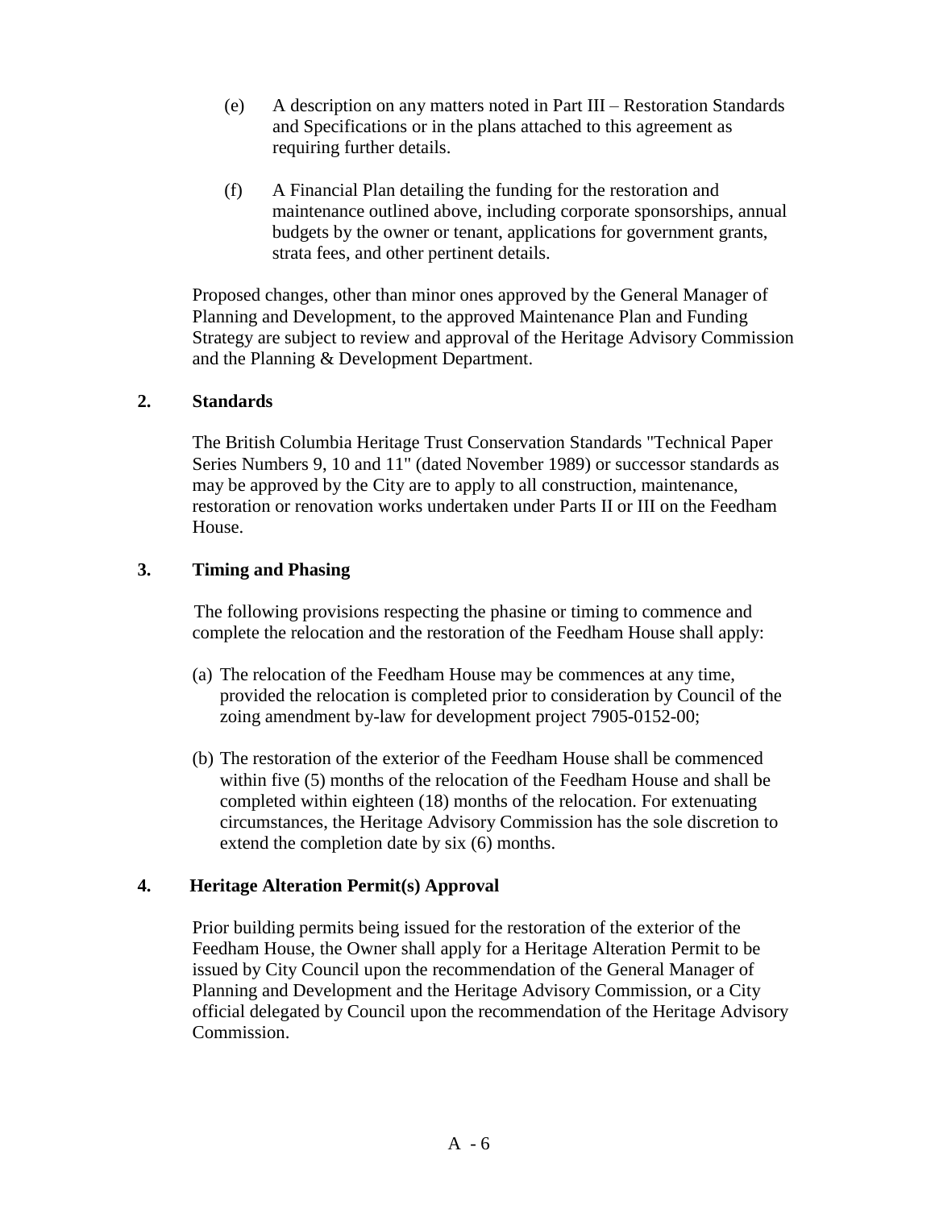(e) A description on any matters noted in Part III – Restoration Standards and Specifications or in the plans attached to this agreement as requiring further details.

(f) A Financial Plan detailing the funding for the restoration and maintenance outlined above, including corporate sponsorships, annual budgets by the owner or tenant, applications for government grants, strata fees, and other pertinent details.

Proposed changes, other than minor ones approved by the General Manager of Planning and Development, to the approved Maintenance Plan and Funding Strategy are subject to review and approval of the Heritage Advisory Commission and the Planning & Development Department.

**2. Standards**

The British Columbia Heritage Trust Conservation Standards "Technical Paper Series Numbers 9, 10 and 11" (dated November 1989) or successor standards as may be approved by the City are to apply to all construction, maintenance, restoration or renovation works undertaken under Parts II or III on the Feedham House.

**3. Timing and Phasing**

The following provisions respecting the phasine or timing to commence and complete the relocation and the restoration of the Feedham House shall apply:

(a) The relocation of the Feedham House may be commences at any time, provided the relocation is completed prior to consideration by Council of the zoning amendment by-law for development project 7905-0152-00;

(b) The restoration of the exterior of the Feedham House shall be commenced within five (5) months of the relocation of the Feedham House and shall be completed within eighteen (18) months of the relocation. For extenuating circumstances, the Heritage Advisory Commission has the sole discretion to extend the completion date by six (6) months.

**4. Heritage Alteration Permit(s) Approval**

Prior building permits being issued for the restoration of the exterior of the Feedham House, the Owner shall apply for a Heritage Alteration Permit to be issued by City Council upon the recommendation of the General Manager of Planning and Development and the Heritage Advisory Commission, or a City official delegated by Council upon the recommendation of the Heritage Advisory Commission.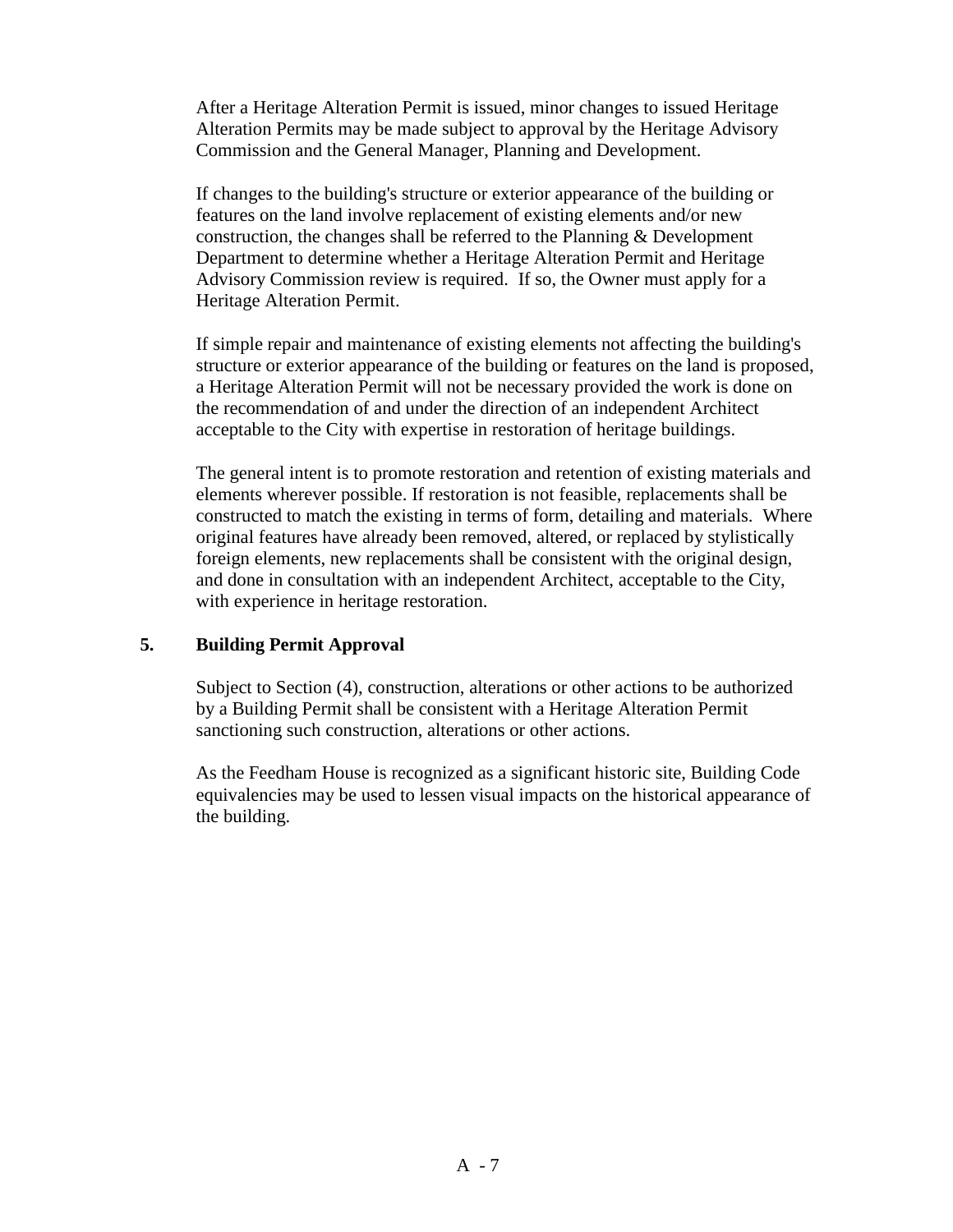After a Heritage Alteration Permit is issued, minor changes to issued Heritage Alteration Permits may be made subject to approval by the Heritage Advisory Commission and the General Manager, Planning and Development.

If changes to the building's structure or exterior appearance of the building or features on the land involve replacement of existing elements and/or new construction, the changes shall be referred to the Planning & Development Department to determine whether a Heritage Alteration Permit and Heritage Advisory Commission review is required. If so, the Owner must apply for a Heritage Alteration Permit.

If simple repair and maintenance of existing elements not affecting the building's structure or exterior appearance of the building or features on the land is proposed, a Heritage Alteration Permit will not be necessary provided the work is done on the recommendation of and under the direction of an independent Architect acceptable to the City with expertise in restoration of heritage buildings.

The general intent is to promote restoration and retention of existing materials and elements wherever possible. If restoration is not feasible, replacements shall be constructed to match the existing in terms of form, detailing and materials. Where original features have already been removed, altered, or replaced by stylistically foreign elements, new replacements shall be consistent with the original design, and done in consultation with an independent Architect, acceptable to the City, with experience in heritage restoration.

## 5. Building Permit Approval

Subject to Section (4), construction, alterations or other actions to be authorized by a Building Permit shall be consistent with a Heritage Alteration Permit sanctioning such construction, alterations or other actions.

As the Feedham House is recognized as a significant historic site, Building Code equivalencies may be used to lessen visual impacts on the historical appearance of the building.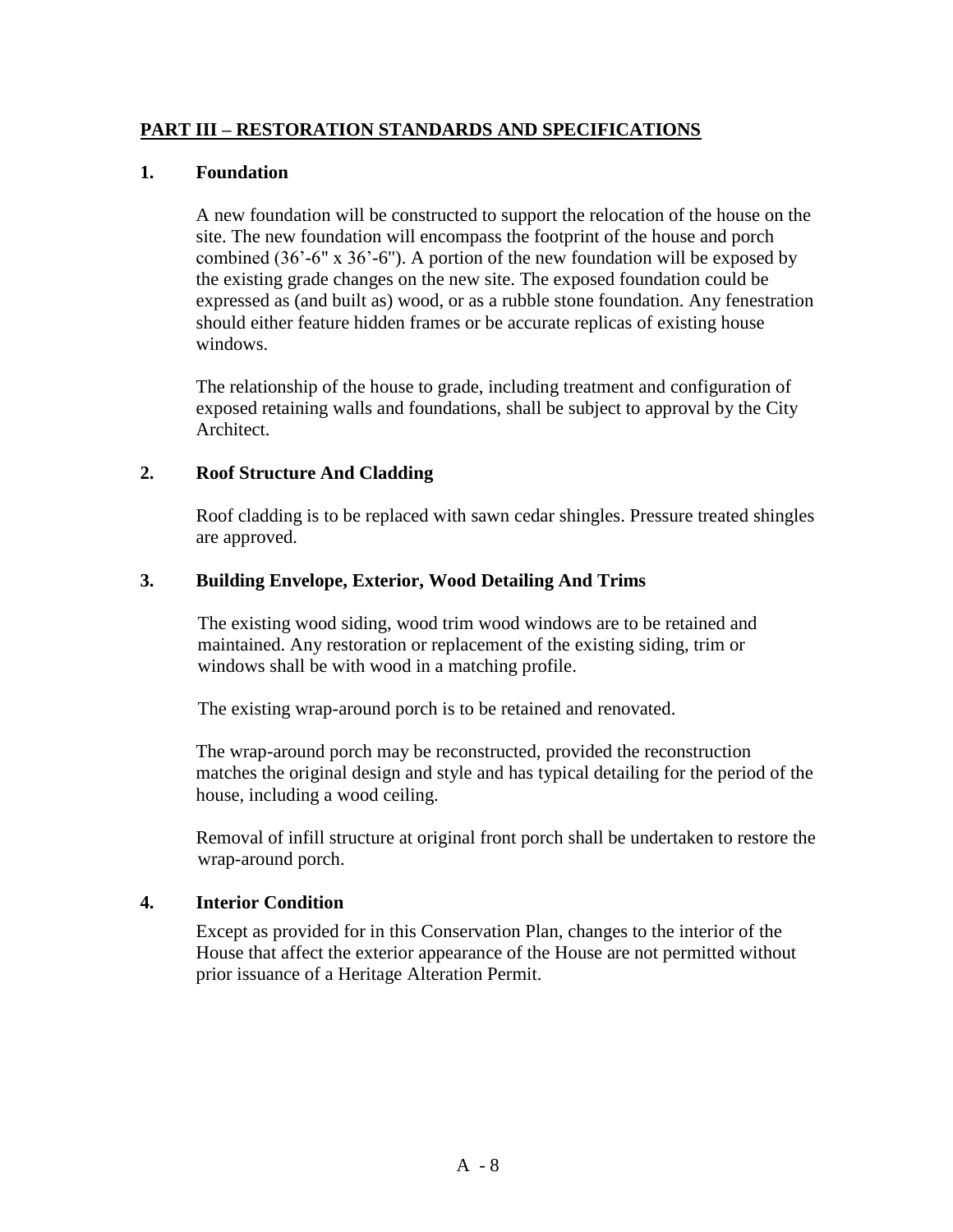## PART III – RESTORATION STANDARDS AND SPECIFICATIONS

### 1. Foundation

A new foundation will be constructed to support the relocation of the house on the site. The new foundation will encompass the footprint of the house and porch combined (36'-6" x 36'-6"). A portion of the new foundation will be exposed by the existing grade changes on the new site. The exposed foundation could be expressed as (and built as) wood, or as a rubble stone foundation. Any fenestration should either feature hidden frames or be accurate replicas of existing house windows.

The relationship of the house to grade, including treatment and configuration of exposed retaining walls and foundations, shall be subject to approval by the City Architect.

### 2. Roof Structure And Cladding

Roof cladding is to be replaced with sawn cedar shingles. Pressure treated shingles are approved.

### 3. Building Envelope, Exterior, Wood Detailing And Trims

The existing wood siding, wood trim wood windows are to be retained and maintained. Any restoration or replacement of the existing siding, trim or windows shall be with wood in a matching profile.

The existing wrap-around porch is to be retained and renovated.

The wrap-around porch may be reconstructed, provided the reconstruction matches the original design and style and has typical detailing for the period of the house, including a wood ceiling.

Removal of infill structure at original front porch shall be undertaken to restore the wrap-around porch.

### 4. Interior Condition

Except as provided for in this Conservation Plan, changes to the interior of the House that affect the exterior appearance of the House are not permitted without prior issuance of a Heritage Alteration Permit.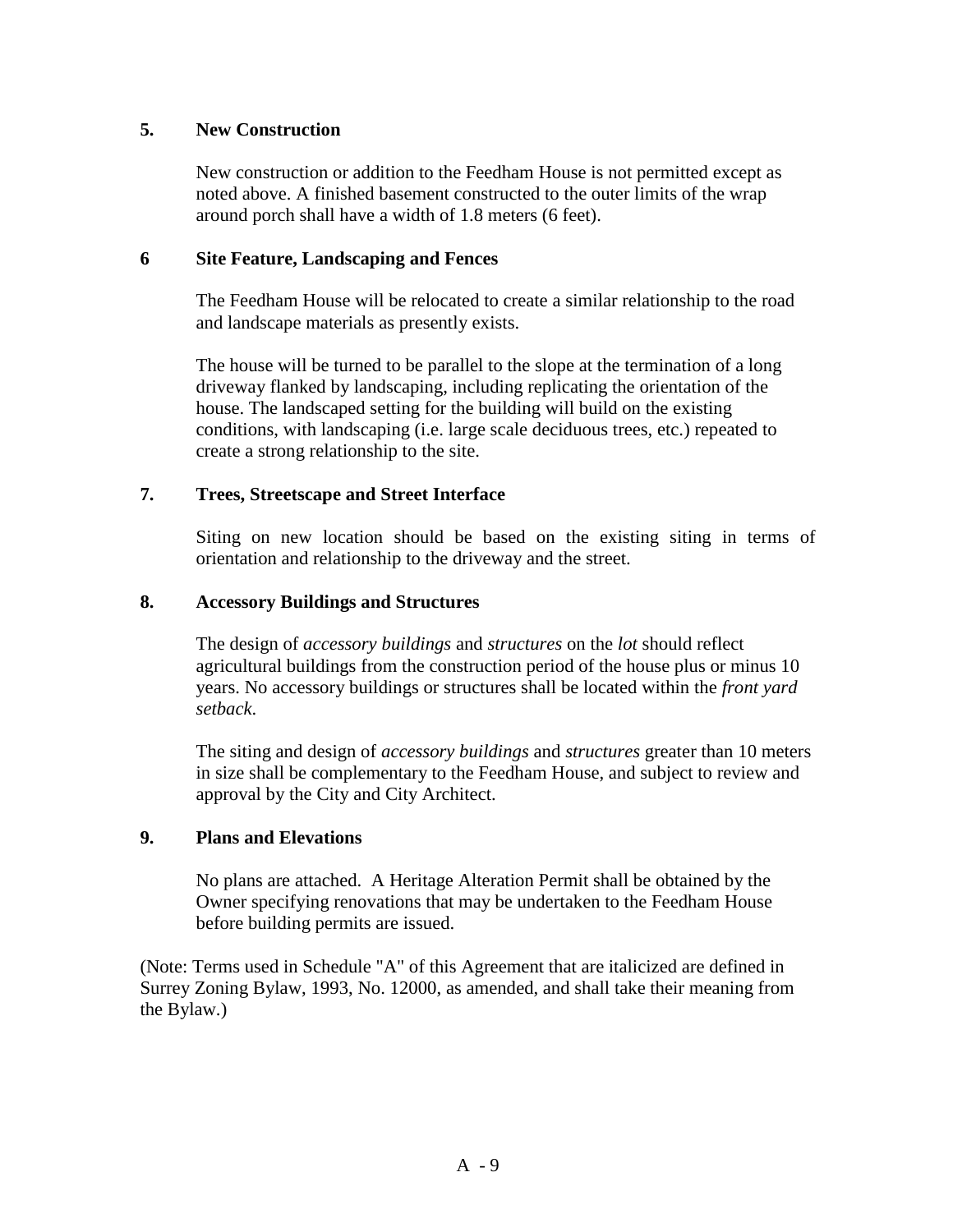**5. New Construction**

New construction or addition to the Feedham House is not permitted except as noted above. A finished basement constructed to the outer limits of the wrap around porch shall have a width of 1.8 meters (6 feet).

**6 Site Feature, Landscaping and Fences**

The Feedham House will be relocated to create a similar relationship to the road and landscape materials as presently exists.

The house will be turned to be parallel to the slope at the termination of a long driveway flanked by landscaping, including replicating the orientation of the house. The landscaped setting for the building will build on the existing conditions, with landscaping (i.e. large scale deciduous trees, etc.) repeated to create a strong relationship to the site.

**7. Trees, Streetscape and Street Interface**

Siting on new location should be based on the existing siting in terms of orientation and relationship to the driveway and the street.

**8. Accessory Buildings and Structures**

The design of *accessory buildings* and *structures* on the *lot* should reflect agricultural buildings from the construction period of the house plus or minus 10 years. No accessory buildings or structures shall be located within the *front yard setback*.

The siting and design of *accessory buildings* and *structures* greater than 10 meters in size shall be complementary to the Feedham House, and subject to review and approval by the City and City Architect.

**9. Plans and Elevations**

No plans are attached. A Heritage Alteration Permit shall be obtained by the Owner specifying renovations that may be undertaken to the Feedham House before building permits are issued.

(Note: Terms used in Schedule "A" of this Agreement that are italicized are defined in Surrey Zoning Bylaw, 1993, No. 12000, as amended, and shall take their meaning from the Bylaw.)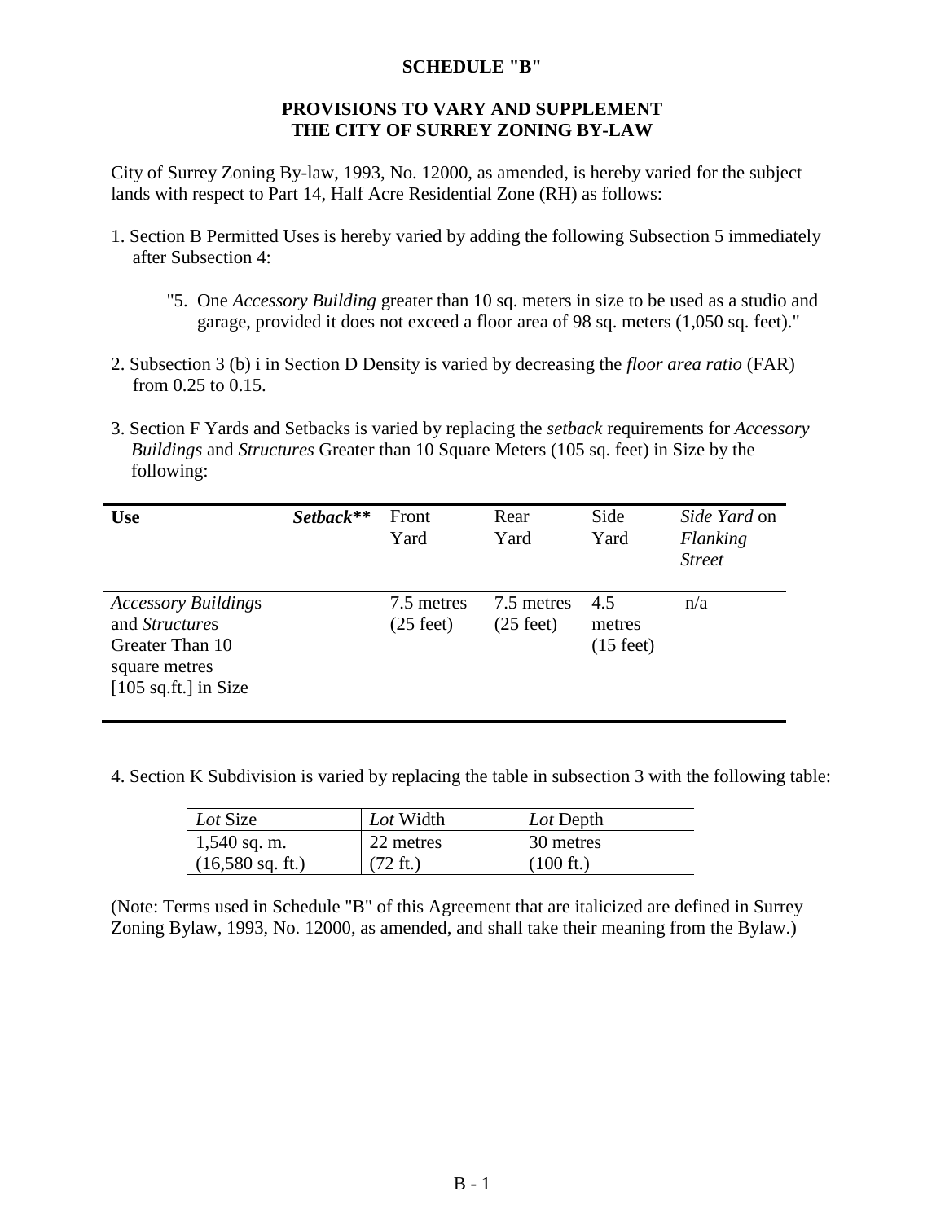**SCHEDULE "B"**

**PROVISIONS TO VARY AND SUPPLEMENT**
**THE CITY OF SURREY ZONING BY-LAW**

City of Surrey Zoning By-law, 1993, No. 12000, as amended, is hereby varied for the subject lands with respect to Part 14, Half Acre Residential Zone (RH) as follows:

1. Section B Permitted Uses is hereby varied by adding the following Subsection 5 immediately after Subsection 4:

   "5. One *Accessory Building* greater than 10 sq. meters in size to be used as a studio and garage, provided it does not exceed a floor area of 98 sq. meters (1,050 sq. feet)."

2. Subsection 3 (b) i in Section D Density is varied by decreasing the *floor area ratio* (FAR) from 0.25 to 0.15.

3. Section F Yards and Setbacks is varied by replacing the *setback* requirements for *Accessory Buildings* and *Structures* Greater than 10 Square Meters (105 sq. feet) in Size by the following:

| **Use** | ***Setback\*\**** | Front Yard | Rear Yard | Side Yard | *Side Yard* on *Flanking Street* |
|---|---|---|---|---|---|
| *Accessory Building*s and *Structure*s Greater Than 10 square metres [105 sq.ft.] in Size | | 7.5 metres (25 feet) | 7.5 metres (25 feet) | 4.5 metres (15 feet) | n/a |

4. Section K Subdivision is varied by replacing the table in subsection 3 with the following table:

| *Lot* Size | *Lot* Width | *Lot* Depth |
|---|---|---|
| 1,540 sq. m. (16,580 sq. ft.) | 22 metres (72 ft.) | 30 metres (100 ft.) |

(Note: Terms used in Schedule "B" of this Agreement that are italicized are defined in Surrey Zoning Bylaw, 1993, No. 12000, as amended, and shall take their meaning from the Bylaw.)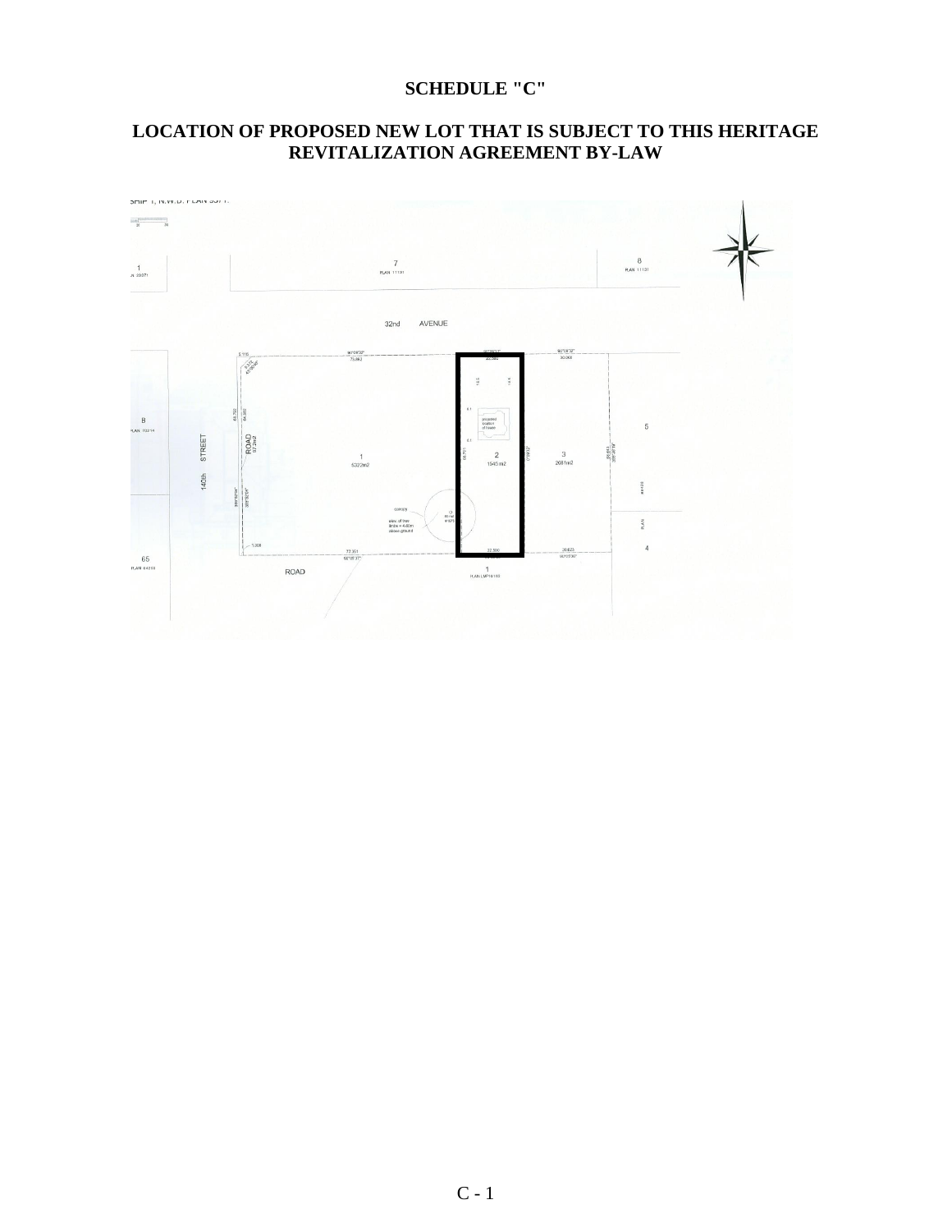# SCHEDULE "C"

## LOCATION OF PROPOSED NEW LOT THAT IS SUBJECT TO THIS HERITAGE REVITALIZATION AGREEMENT BY-LAW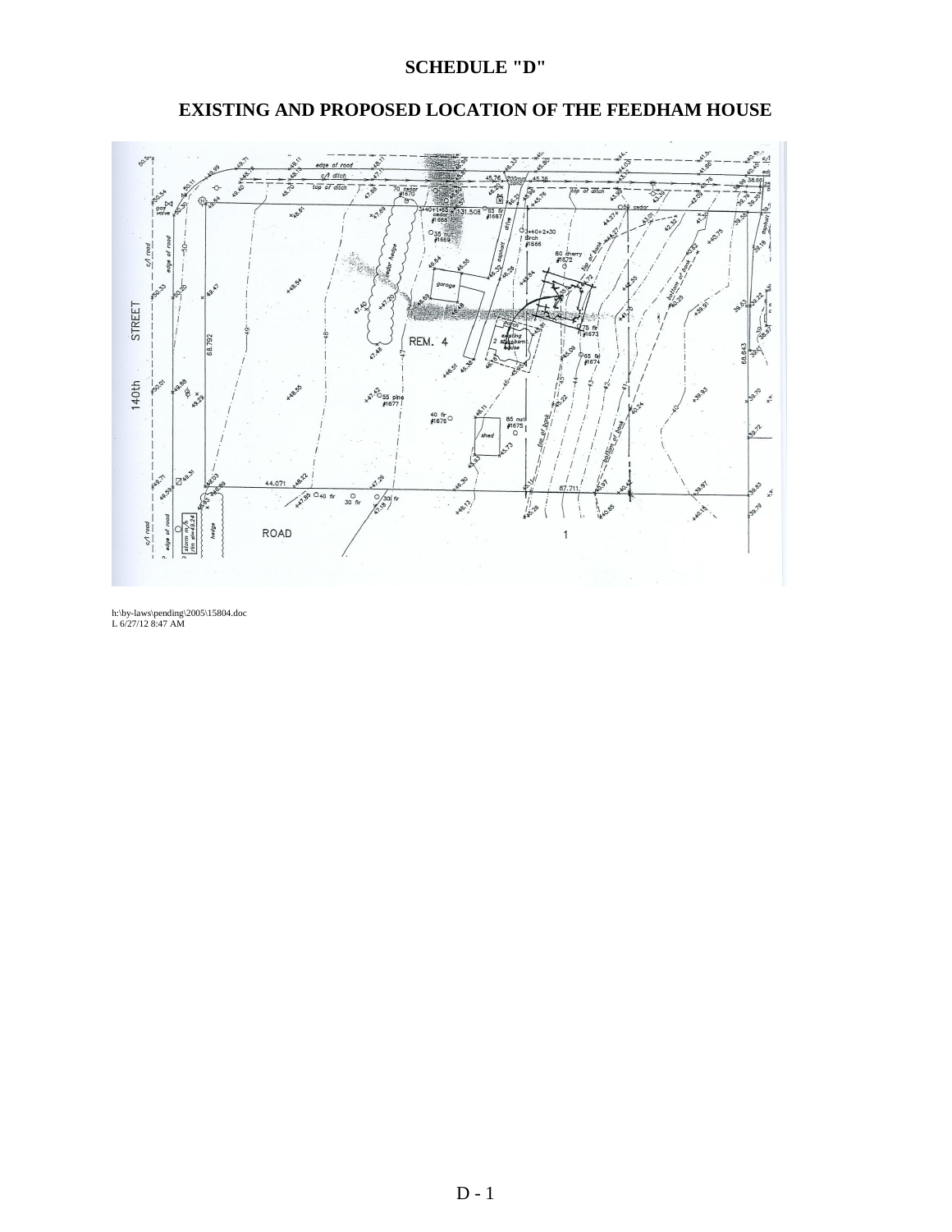**SCHEDULE "D"**

**EXISTING AND PROPOSED LOCATION OF THE FEEDHAM HOUSE**

140th STREET

ROAD

REM. 4

1

garage

existing 2 storey house

shed

cedar hedge

hedge

edge of road

c/l ditch

top of ditch

top of bank

bottom of bank

asphalt drive

68.792

68.843

44.071

87.711

131.508

h:\by-laws\pending\2005\15804.doc
L 6/27/12 8:47 AM